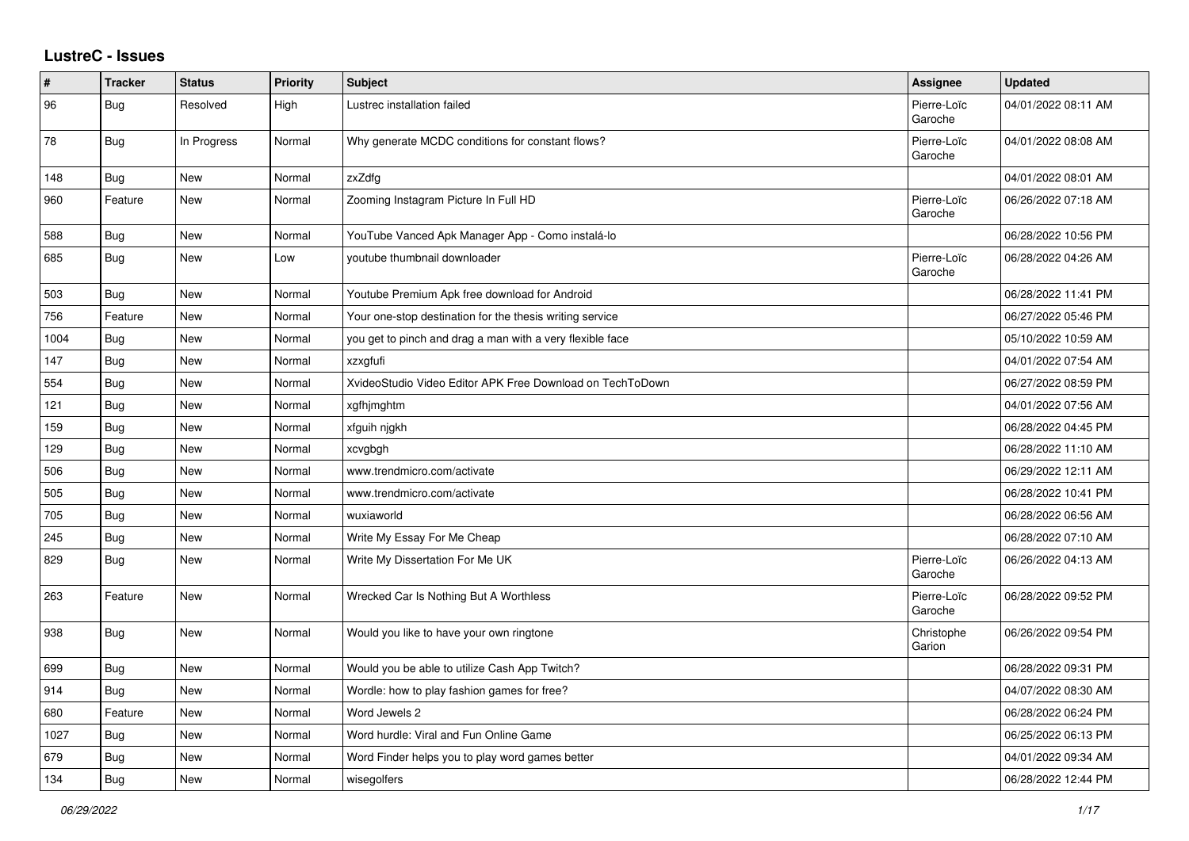# LustreC - Issues

| # | Tracker | Status | Priority | Subject | Assignee | Updated |
|---|---|---|---|---|---|---|
| 96 | Bug | Resolved | High | Lustrec installation failed | Pierre-Loïc Garoche | 04/01/2022 08:11 AM |
| 78 | Bug | In Progress | Normal | Why generate MCDC conditions for constant flows? | Pierre-Loïc Garoche | 04/01/2022 08:08 AM |
| 148 | Bug | New | Normal | zxZdfg | | 04/01/2022 08:01 AM |
| 960 | Feature | New | Normal | Zooming Instagram Picture In Full HD | Pierre-Loïc Garoche | 06/26/2022 07:18 AM |
| 588 | Bug | New | Normal | YouTube Vanced Apk Manager App - Como instalá-lo | | 06/28/2022 10:56 PM |
| 685 | Bug | New | Low | youtube thumbnail downloader | Pierre-Loïc Garoche | 06/28/2022 04:26 AM |
| 503 | Bug | New | Normal | Youtube Premium Apk free download for Android | | 06/28/2022 11:41 PM |
| 756 | Feature | New | Normal | Your one-stop destination for the thesis writing service | | 06/27/2022 05:46 PM |
| 1004 | Bug | New | Normal | you get to pinch and drag a man with a very flexible face | | 05/10/2022 10:59 AM |
| 147 | Bug | New | Normal | xzxgfufi | | 04/01/2022 07:54 AM |
| 554 | Bug | New | Normal | XvideoStudio Video Editor APK Free Download on TechToDown | | 06/27/2022 08:59 PM |
| 121 | Bug | New | Normal | xgfhjmghtm | | 04/01/2022 07:56 AM |
| 159 | Bug | New | Normal | xfguih njgkh | | 06/28/2022 04:45 PM |
| 129 | Bug | New | Normal | xcvgbgh | | 06/28/2022 11:10 AM |
| 506 | Bug | New | Normal | www.trendmicro.com/activate | | 06/29/2022 12:11 AM |
| 505 | Bug | New | Normal | www.trendmicro.com/activate | | 06/28/2022 10:41 PM |
| 705 | Bug | New | Normal | wuxiaworld | | 06/28/2022 06:56 AM |
| 245 | Bug | New | Normal | Write My Essay For Me Cheap | | 06/28/2022 07:10 AM |
| 829 | Bug | New | Normal | Write My Dissertation For Me UK | Pierre-Loïc Garoche | 06/26/2022 04:13 AM |
| 263 | Feature | New | Normal | Wrecked Car Is Nothing But A Worthless | Pierre-Loïc Garoche | 06/28/2022 09:52 PM |
| 938 | Bug | New | Normal | Would you like to have your own ringtone | Christophe Garion | 06/26/2022 09:54 PM |
| 699 | Bug | New | Normal | Would you be able to utilize Cash App Twitch? | | 06/28/2022 09:31 PM |
| 914 | Bug | New | Normal | Wordle: how to play fashion games for free? | | 04/07/2022 08:30 AM |
| 680 | Feature | New | Normal | Word Jewels 2 | | 06/28/2022 06:24 PM |
| 1027 | Bug | New | Normal | Word hurdle: Viral and Fun Online Game | | 06/25/2022 06:13 PM |
| 679 | Bug | New | Normal | Word Finder helps you to play word games better | | 04/01/2022 09:34 AM |
| 134 | Bug | New | Normal | wisegolfers | | 06/28/2022 12:44 PM |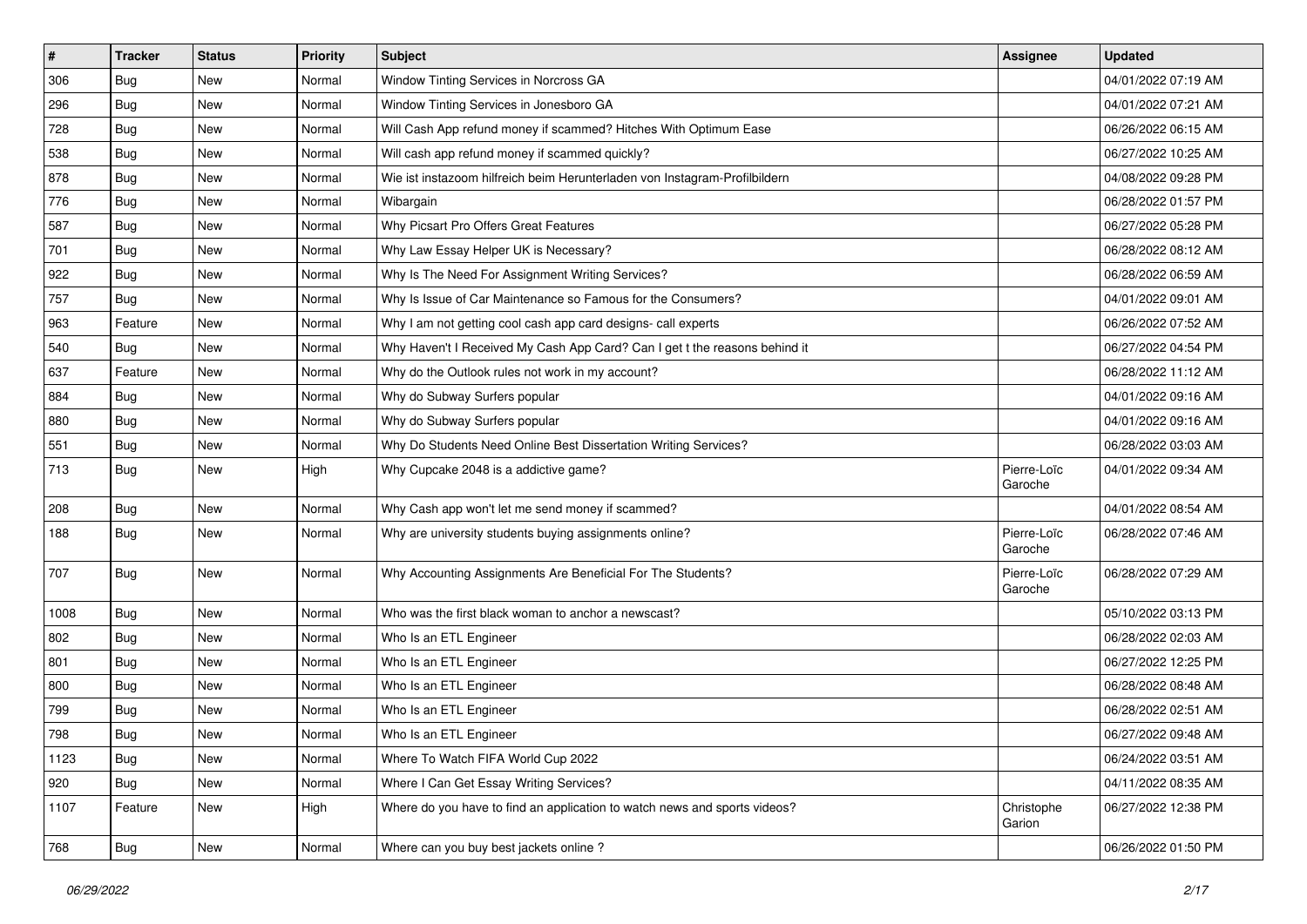| # | Tracker | Status | Priority | Subject | Assignee | Updated |
|---|---|---|---|---|---|---|
| 306 | Bug | New | Normal | Window Tinting Services in Norcross GA | | 04/01/2022 07:19 AM |
| 296 | Bug | New | Normal | Window Tinting Services in Jonesboro GA | | 04/01/2022 07:21 AM |
| 728 | Bug | New | Normal | Will Cash App refund money if scammed? Hitches With Optimum Ease | | 06/26/2022 06:15 AM |
| 538 | Bug | New | Normal | Will cash app refund money if scammed quickly? | | 06/27/2022 10:25 AM |
| 878 | Bug | New | Normal | Wie ist instazoom hilfreich beim Herunterladen von Instagram-Profilbildern | | 04/08/2022 09:28 PM |
| 776 | Bug | New | Normal | Wibargain | | 06/28/2022 01:57 PM |
| 587 | Bug | New | Normal | Why Picsart Pro Offers Great Features | | 06/27/2022 05:28 PM |
| 701 | Bug | New | Normal | Why Law Essay Helper UK is Necessary? | | 06/28/2022 08:12 AM |
| 922 | Bug | New | Normal | Why Is The Need For Assignment Writing Services? | | 06/28/2022 06:59 AM |
| 757 | Bug | New | Normal | Why Is Issue of Car Maintenance so Famous for the Consumers? | | 04/01/2022 09:01 AM |
| 963 | Feature | New | Normal | Why I am not getting cool cash app card designs- call experts | | 06/26/2022 07:52 AM |
| 540 | Bug | New | Normal | Why Haven't I Received My Cash App Card? Can I get t the reasons behind it | | 06/27/2022 04:54 PM |
| 637 | Feature | New | Normal | Why do the Outlook rules not work in my account? | | 06/28/2022 11:12 AM |
| 884 | Bug | New | Normal | Why do Subway Surfers popular | | 04/01/2022 09:16 AM |
| 880 | Bug | New | Normal | Why do Subway Surfers popular | | 04/01/2022 09:16 AM |
| 551 | Bug | New | Normal | Why Do Students Need Online Best Dissertation Writing Services? | | 06/28/2022 03:03 AM |
| 713 | Bug | New | High | Why Cupcake 2048 is a addictive game? | Pierre-Loïc Garoche | 04/01/2022 09:34 AM |
| 208 | Bug | New | Normal | Why Cash app won't let me send money if scammed? | | 04/01/2022 08:54 AM |
| 188 | Bug | New | Normal | Why are university students buying assignments online? | Pierre-Loïc Garoche | 06/28/2022 07:46 AM |
| 707 | Bug | New | Normal | Why Accounting Assignments Are Beneficial For The Students? | Pierre-Loïc Garoche | 06/28/2022 07:29 AM |
| 1008 | Bug | New | Normal | Who was the first black woman to anchor a newscast? | | 05/10/2022 03:13 PM |
| 802 | Bug | New | Normal | Who Is an ETL Engineer | | 06/28/2022 02:03 AM |
| 801 | Bug | New | Normal | Who Is an ETL Engineer | | 06/27/2022 12:25 PM |
| 800 | Bug | New | Normal | Who Is an ETL Engineer | | 06/28/2022 08:48 AM |
| 799 | Bug | New | Normal | Who Is an ETL Engineer | | 06/28/2022 02:51 AM |
| 798 | Bug | New | Normal | Who Is an ETL Engineer | | 06/27/2022 09:48 AM |
| 1123 | Bug | New | Normal | Where To Watch FIFA World Cup 2022 | | 06/24/2022 03:51 AM |
| 920 | Bug | New | Normal | Where I Can Get Essay Writing Services? | | 04/11/2022 08:35 AM |
| 1107 | Feature | New | High | Where do you have to find an application to watch news and sports videos? | Christophe Garion | 06/27/2022 12:38 PM |
| 768 | Bug | New | Normal | Where can you buy best jackets online ? | | 06/26/2022 01:50 PM |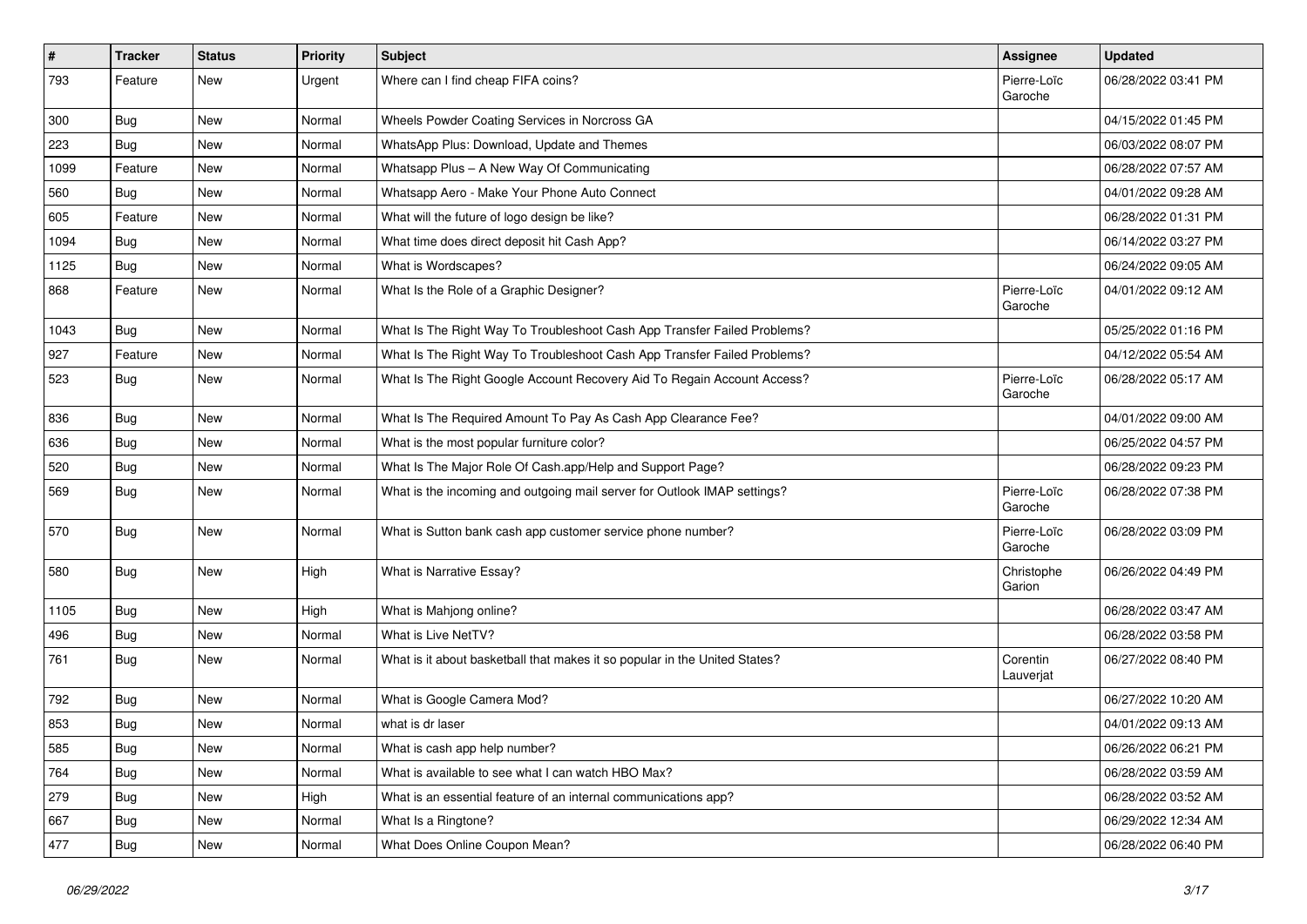| # | Tracker | Status | Priority | Subject | Assignee | Updated |
|---|---|---|---|---|---|---|
| 793 | Feature | New | Urgent | Where can I find cheap FIFA coins? | Pierre-Loïc Garoche | 06/28/2022 03:41 PM |
| 300 | Bug | New | Normal | Wheels Powder Coating Services in Norcross GA | | 04/15/2022 01:45 PM |
| 223 | Bug | New | Normal | WhatsApp Plus: Download, Update and Themes | | 06/03/2022 08:07 PM |
| 1099 | Feature | New | Normal | Whatsapp Plus – A New Way Of Communicating | | 06/28/2022 07:57 AM |
| 560 | Bug | New | Normal | Whatsapp Aero - Make Your Phone Auto Connect | | 04/01/2022 09:28 AM |
| 605 | Feature | New | Normal | What will the future of logo design be like? | | 06/28/2022 01:31 PM |
| 1094 | Bug | New | Normal | What time does direct deposit hit Cash App? | | 06/14/2022 03:27 PM |
| 1125 | Bug | New | Normal | What is Wordscapes? | | 06/24/2022 09:05 AM |
| 868 | Feature | New | Normal | What Is the Role of a Graphic Designer? | Pierre-Loïc Garoche | 04/01/2022 09:12 AM |
| 1043 | Bug | New | Normal | What Is The Right Way To Troubleshoot Cash App Transfer Failed Problems? | | 05/25/2022 01:16 PM |
| 927 | Feature | New | Normal | What Is The Right Way To Troubleshoot Cash App Transfer Failed Problems? | | 04/12/2022 05:54 AM |
| 523 | Bug | New | Normal | What Is The Right Google Account Recovery Aid To Regain Account Access? | Pierre-Loïc Garoche | 06/28/2022 05:17 AM |
| 836 | Bug | New | Normal | What Is The Required Amount To Pay As Cash App Clearance Fee? | | 04/01/2022 09:00 AM |
| 636 | Bug | New | Normal | What is the most popular furniture color? | | 06/25/2022 04:57 PM |
| 520 | Bug | New | Normal | What Is The Major Role Of Cash.app/Help and Support Page? | | 06/28/2022 09:23 PM |
| 569 | Bug | New | Normal | What is the incoming and outgoing mail server for Outlook IMAP settings? | Pierre-Loïc Garoche | 06/28/2022 07:38 PM |
| 570 | Bug | New | Normal | What is Sutton bank cash app customer service phone number? | Pierre-Loïc Garoche | 06/28/2022 03:09 PM |
| 580 | Bug | New | High | What is Narrative Essay? | Christophe Garion | 06/26/2022 04:49 PM |
| 1105 | Bug | New | High | What is Mahjong online? | | 06/28/2022 03:47 AM |
| 496 | Bug | New | Normal | What is Live NetTV? | | 06/28/2022 03:58 PM |
| 761 | Bug | New | Normal | What is it about basketball that makes it so popular in the United States? | Corentin Lauverjat | 06/27/2022 08:40 PM |
| 792 | Bug | New | Normal | What is Google Camera Mod? | | 06/27/2022 10:20 AM |
| 853 | Bug | New | Normal | what is dr laser | | 04/01/2022 09:13 AM |
| 585 | Bug | New | Normal | What is cash app help number? | | 06/26/2022 06:21 PM |
| 764 | Bug | New | Normal | What is available to see what I can watch HBO Max? | | 06/28/2022 03:59 AM |
| 279 | Bug | New | High | What is an essential feature of an internal communications app? | | 06/28/2022 03:52 AM |
| 667 | Bug | New | Normal | What Is a Ringtone? | | 06/29/2022 12:34 AM |
| 477 | Bug | New | Normal | What Does Online Coupon Mean? | | 06/28/2022 06:40 PM |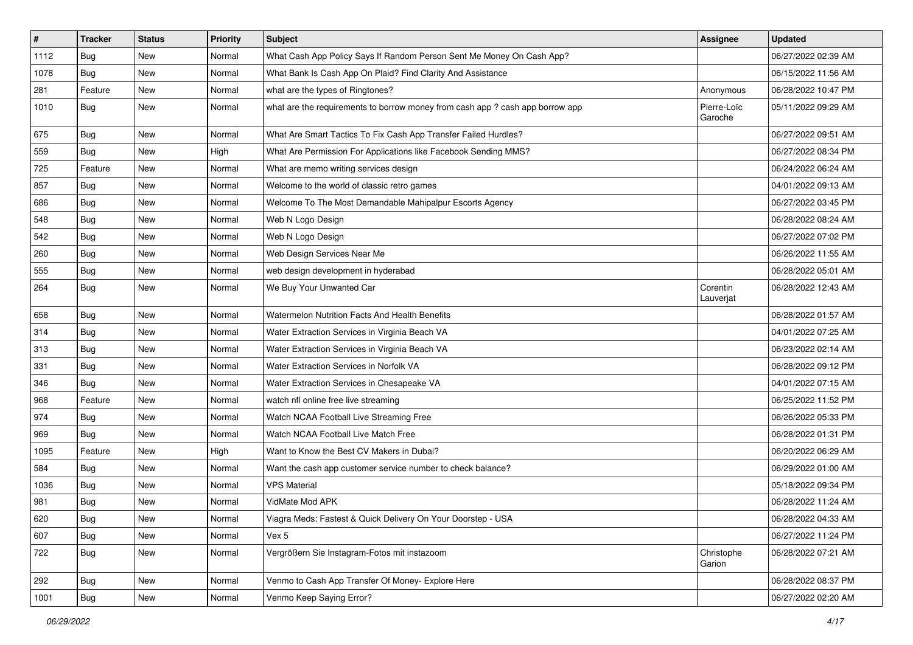| # | Tracker | Status | Priority | Subject | Assignee | Updated |
|---|---|---|---|---|---|---|
| 1112 | Bug | New | Normal | What Cash App Policy Says If Random Person Sent Me Money On Cash App? | | 06/27/2022 02:39 AM |
| 1078 | Bug | New | Normal | What Bank Is Cash App On Plaid? Find Clarity And Assistance | | 06/15/2022 11:56 AM |
| 281 | Feature | New | Normal | what are the types of Ringtones? | Anonymous | 06/28/2022 10:47 PM |
| 1010 | Bug | New | Normal | what are the requirements to borrow money from cash app ? cash app borrow app | Pierre-Loïc Garoche | 05/11/2022 09:29 AM |
| 675 | Bug | New | Normal | What Are Smart Tactics To Fix Cash App Transfer Failed Hurdles? | | 06/27/2022 09:51 AM |
| 559 | Bug | New | High | What Are Permission For Applications like Facebook Sending MMS? | | 06/27/2022 08:34 PM |
| 725 | Feature | New | Normal | What are memo writing services design | | 06/24/2022 06:24 AM |
| 857 | Bug | New | Normal | Welcome to the world of classic retro games | | 04/01/2022 09:13 AM |
| 686 | Bug | New | Normal | Welcome To The Most Demandable Mahipalpur Escorts Agency | | 06/27/2022 03:45 PM |
| 548 | Bug | New | Normal | Web N Logo Design | | 06/28/2022 08:24 AM |
| 542 | Bug | New | Normal | Web N Logo Design | | 06/27/2022 07:02 PM |
| 260 | Bug | New | Normal | Web Design Services Near Me | | 06/26/2022 11:55 AM |
| 555 | Bug | New | Normal | web design development in hyderabad | | 06/28/2022 05:01 AM |
| 264 | Bug | New | Normal | We Buy Your Unwanted Car | Corentin Lauverjat | 06/28/2022 12:43 AM |
| 658 | Bug | New | Normal | Watermelon Nutrition Facts And Health Benefits | | 06/28/2022 01:57 AM |
| 314 | Bug | New | Normal | Water Extraction Services in Virginia Beach VA | | 04/01/2022 07:25 AM |
| 313 | Bug | New | Normal | Water Extraction Services in Virginia Beach VA | | 06/23/2022 02:14 AM |
| 331 | Bug | New | Normal | Water Extraction Services in Norfolk VA | | 06/28/2022 09:12 PM |
| 346 | Bug | New | Normal | Water Extraction Services in Chesapeake VA | | 04/01/2022 07:15 AM |
| 968 | Feature | New | Normal | watch nfl online free live streaming | | 06/25/2022 11:52 PM |
| 974 | Bug | New | Normal | Watch NCAA Football Live Streaming Free | | 06/26/2022 05:33 PM |
| 969 | Bug | New | Normal | Watch NCAA Football Live Match Free | | 06/28/2022 01:31 PM |
| 1095 | Feature | New | High | Want to Know the Best CV Makers in Dubai? | | 06/20/2022 06:29 AM |
| 584 | Bug | New | Normal | Want the cash app customer service number to check balance? | | 06/29/2022 01:00 AM |
| 1036 | Bug | New | Normal | VPS Material | | 05/18/2022 09:34 PM |
| 981 | Bug | New | Normal | VidMate Mod APK | | 06/28/2022 11:24 AM |
| 620 | Bug | New | Normal | Viagra Meds: Fastest & Quick Delivery On Your Doorstep - USA | | 06/28/2022 04:33 AM |
| 607 | Bug | New | Normal | Vex 5 | | 06/27/2022 11:24 PM |
| 722 | Bug | New | Normal | Vergrößern Sie Instagram-Fotos mit instazoom | Christophe Garion | 06/28/2022 07:21 AM |
| 292 | Bug | New | Normal | Venmo to Cash App Transfer Of Money- Explore Here | | 06/28/2022 08:37 PM |
| 1001 | Bug | New | Normal | Venmo Keep Saying Error? | | 06/27/2022 02:20 AM |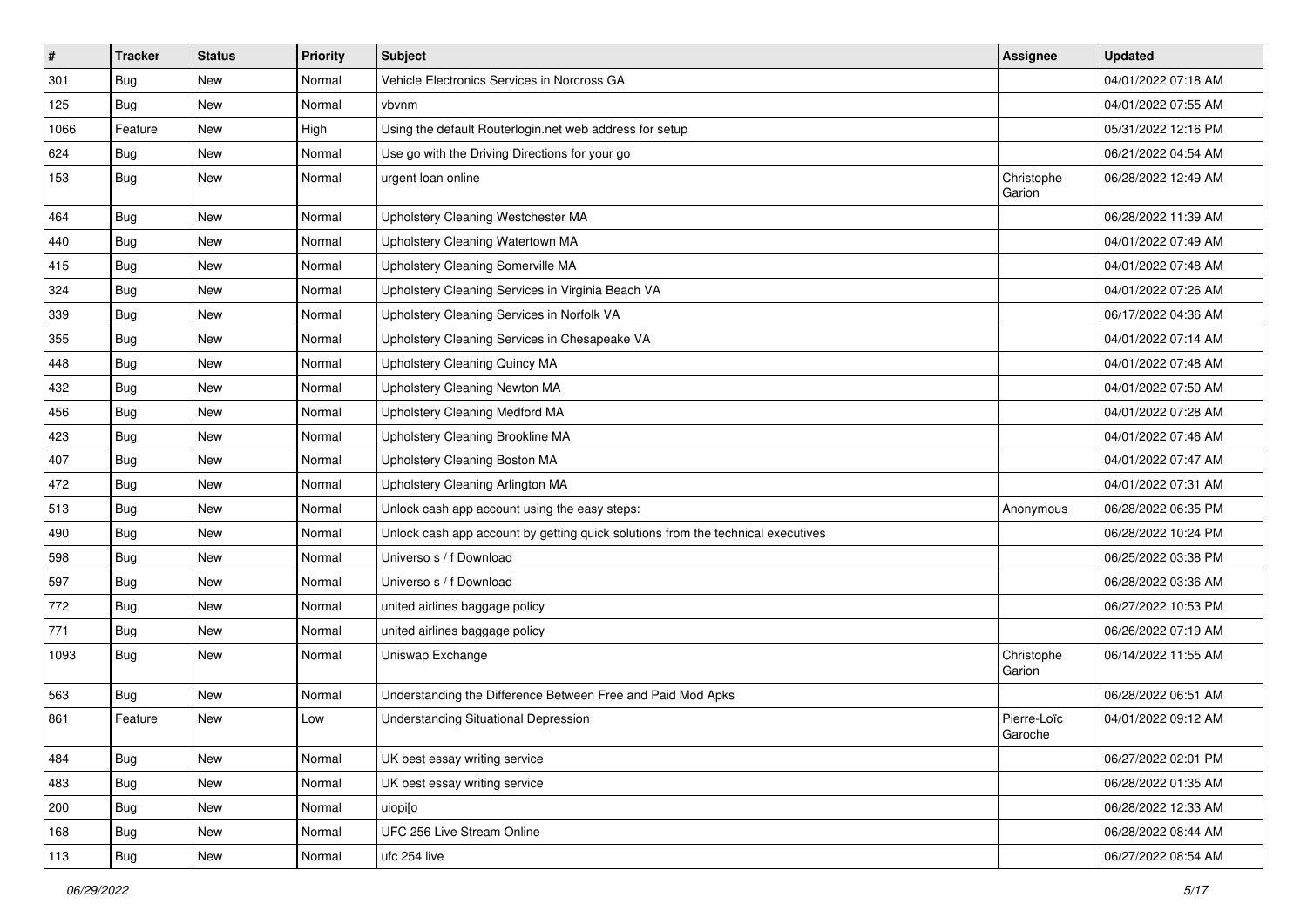| # | Tracker | Status | Priority | Subject | Assignee | Updated |
| --- | --- | --- | --- | --- | --- | --- |
| 301 | Bug | New | Normal | Vehicle Electronics Services in Norcross GA | | 04/01/2022 07:18 AM |
| 125 | Bug | New | Normal | vbvnm | | 04/01/2022 07:55 AM |
| 1066 | Feature | New | High | Using the default Routerlogin.net web address for setup | | 05/31/2022 12:16 PM |
| 624 | Bug | New | Normal | Use go with the Driving Directions for your go | | 06/21/2022 04:54 AM |
| 153 | Bug | New | Normal | urgent loan online | Christophe Garion | 06/28/2022 12:49 AM |
| 464 | Bug | New | Normal | Upholstery Cleaning Westchester MA | | 06/28/2022 11:39 AM |
| 440 | Bug | New | Normal | Upholstery Cleaning Watertown MA | | 04/01/2022 07:49 AM |
| 415 | Bug | New | Normal | Upholstery Cleaning Somerville MA | | 04/01/2022 07:48 AM |
| 324 | Bug | New | Normal | Upholstery Cleaning Services in Virginia Beach VA | | 04/01/2022 07:26 AM |
| 339 | Bug | New | Normal | Upholstery Cleaning Services in Norfolk VA | | 06/17/2022 04:36 AM |
| 355 | Bug | New | Normal | Upholstery Cleaning Services in Chesapeake VA | | 04/01/2022 07:14 AM |
| 448 | Bug | New | Normal | Upholstery Cleaning Quincy MA | | 04/01/2022 07:48 AM |
| 432 | Bug | New | Normal | Upholstery Cleaning Newton MA | | 04/01/2022 07:50 AM |
| 456 | Bug | New | Normal | Upholstery Cleaning Medford MA | | 04/01/2022 07:28 AM |
| 423 | Bug | New | Normal | Upholstery Cleaning Brookline MA | | 04/01/2022 07:46 AM |
| 407 | Bug | New | Normal | Upholstery Cleaning Boston MA | | 04/01/2022 07:47 AM |
| 472 | Bug | New | Normal | Upholstery Cleaning Arlington MA | | 04/01/2022 07:31 AM |
| 513 | Bug | New | Normal | Unlock cash app account using the easy steps: | Anonymous | 06/28/2022 06:35 PM |
| 490 | Bug | New | Normal | Unlock cash app account by getting quick solutions from the technical executives | | 06/28/2022 10:24 PM |
| 598 | Bug | New | Normal | Universo s / f Download | | 06/25/2022 03:38 PM |
| 597 | Bug | New | Normal | Universo s / f Download | | 06/28/2022 03:36 AM |
| 772 | Bug | New | Normal | united airlines baggage policy | | 06/27/2022 10:53 PM |
| 771 | Bug | New | Normal | united airlines baggage policy | | 06/26/2022 07:19 AM |
| 1093 | Bug | New | Normal | Uniswap Exchange | Christophe Garion | 06/14/2022 11:55 AM |
| 563 | Bug | New | Normal | Understanding the Difference Between Free and Paid Mod Apks | | 06/28/2022 06:51 AM |
| 861 | Feature | New | Low | Understanding Situational Depression | Pierre-Loïc Garoche | 04/01/2022 09:12 AM |
| 484 | Bug | New | Normal | UK best essay writing service | | 06/27/2022 02:01 PM |
| 483 | Bug | New | Normal | UK best essay writing service | | 06/28/2022 01:35 AM |
| 200 | Bug | New | Normal | uiopi[o | | 06/28/2022 12:33 AM |
| 168 | Bug | New | Normal | UFC 256 Live Stream Online | | 06/28/2022 08:44 AM |
| 113 | Bug | New | Normal | ufc 254 live | | 06/27/2022 08:54 AM |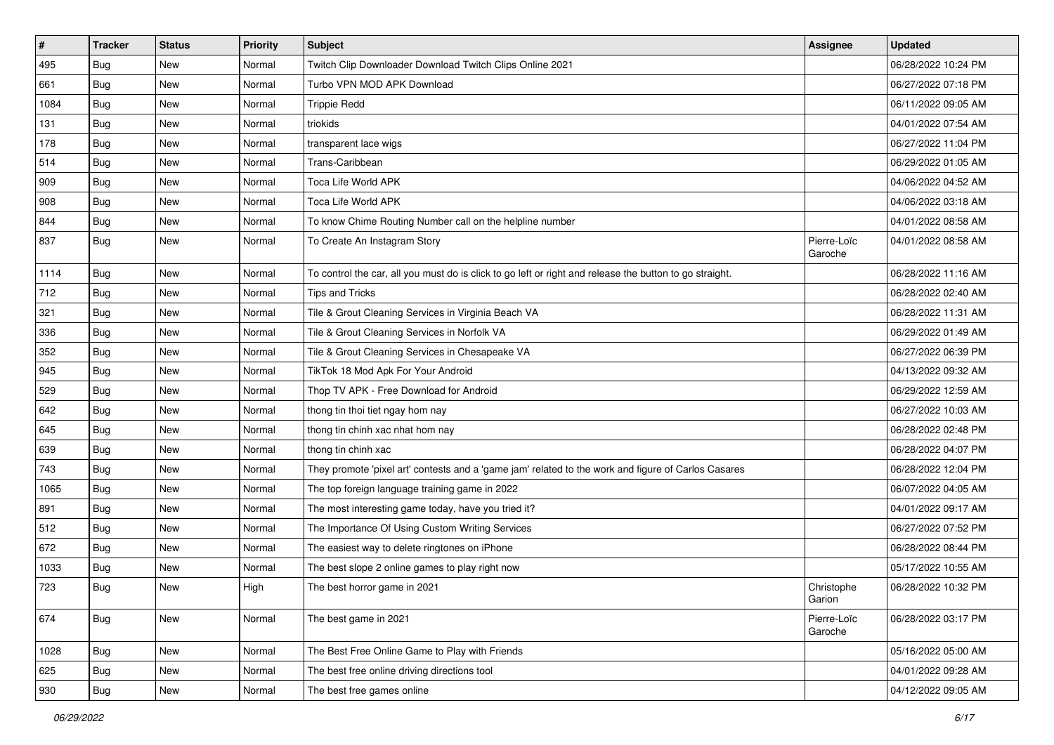| # | Tracker | Status | Priority | Subject | Assignee | Updated |
|---|---|---|---|---|---|---|
| 495 | Bug | New | Normal | Twitch Clip Downloader Download Twitch Clips Online 2021 | | 06/28/2022 10:24 PM |
| 661 | Bug | New | Normal | Turbo VPN MOD APK Download | | 06/27/2022 07:18 PM |
| 1084 | Bug | New | Normal | Trippie Redd | | 06/11/2022 09:05 AM |
| 131 | Bug | New | Normal | triokids | | 04/01/2022 07:54 AM |
| 178 | Bug | New | Normal | transparent lace wigs | | 06/27/2022 11:04 PM |
| 514 | Bug | New | Normal | Trans-Caribbean | | 06/29/2022 01:05 AM |
| 909 | Bug | New | Normal | Toca Life World APK | | 04/06/2022 04:52 AM |
| 908 | Bug | New | Normal | Toca Life World APK | | 04/06/2022 03:18 AM |
| 844 | Bug | New | Normal | To know Chime Routing Number call on the helpline number | | 04/01/2022 08:58 AM |
| 837 | Bug | New | Normal | To Create An Instagram Story | Pierre-Loïc Garoche | 04/01/2022 08:58 AM |
| 1114 | Bug | New | Normal | To control the car, all you must do is click to go left or right and release the button to go straight. | | 06/28/2022 11:16 AM |
| 712 | Bug | New | Normal | Tips and Tricks | | 06/28/2022 02:40 AM |
| 321 | Bug | New | Normal | Tile & Grout Cleaning Services in Virginia Beach VA | | 06/28/2022 11:31 AM |
| 336 | Bug | New | Normal | Tile & Grout Cleaning Services in Norfolk VA | | 06/29/2022 01:49 AM |
| 352 | Bug | New | Normal | Tile & Grout Cleaning Services in Chesapeake VA | | 06/27/2022 06:39 PM |
| 945 | Bug | New | Normal | TikTok 18 Mod Apk For Your Android | | 04/13/2022 09:32 AM |
| 529 | Bug | New | Normal | Thop TV APK - Free Download for Android | | 06/29/2022 12:59 AM |
| 642 | Bug | New | Normal | thong tin thoi tiet ngay hom nay | | 06/27/2022 10:03 AM |
| 645 | Bug | New | Normal | thong tin chinh xac nhat hom nay | | 06/28/2022 02:48 PM |
| 639 | Bug | New | Normal | thong tin chinh xac | | 06/28/2022 04:07 PM |
| 743 | Bug | New | Normal | They promote 'pixel art' contests and a 'game jam' related to the work and figure of Carlos Casares | | 06/28/2022 12:04 PM |
| 1065 | Bug | New | Normal | The top foreign language training game in 2022 | | 06/07/2022 04:05 AM |
| 891 | Bug | New | Normal | The most interesting game today, have you tried it? | | 04/01/2022 09:17 AM |
| 512 | Bug | New | Normal | The Importance Of Using Custom Writing Services | | 06/27/2022 07:52 PM |
| 672 | Bug | New | Normal | The easiest way to delete ringtones on iPhone | | 06/28/2022 08:44 PM |
| 1033 | Bug | New | Normal | The best slope 2 online games to play right now | | 05/17/2022 10:55 AM |
| 723 | Bug | New | High | The best horror game in 2021 | Christophe Garion | 06/28/2022 10:32 PM |
| 674 | Bug | New | Normal | The best game in 2021 | Pierre-Loïc Garoche | 06/28/2022 03:17 PM |
| 1028 | Bug | New | Normal | The Best Free Online Game to Play with Friends | | 05/16/2022 05:00 AM |
| 625 | Bug | New | Normal | The best free online driving directions tool | | 04/01/2022 09:28 AM |
| 930 | Bug | New | Normal | The best free games online | | 04/12/2022 09:05 AM |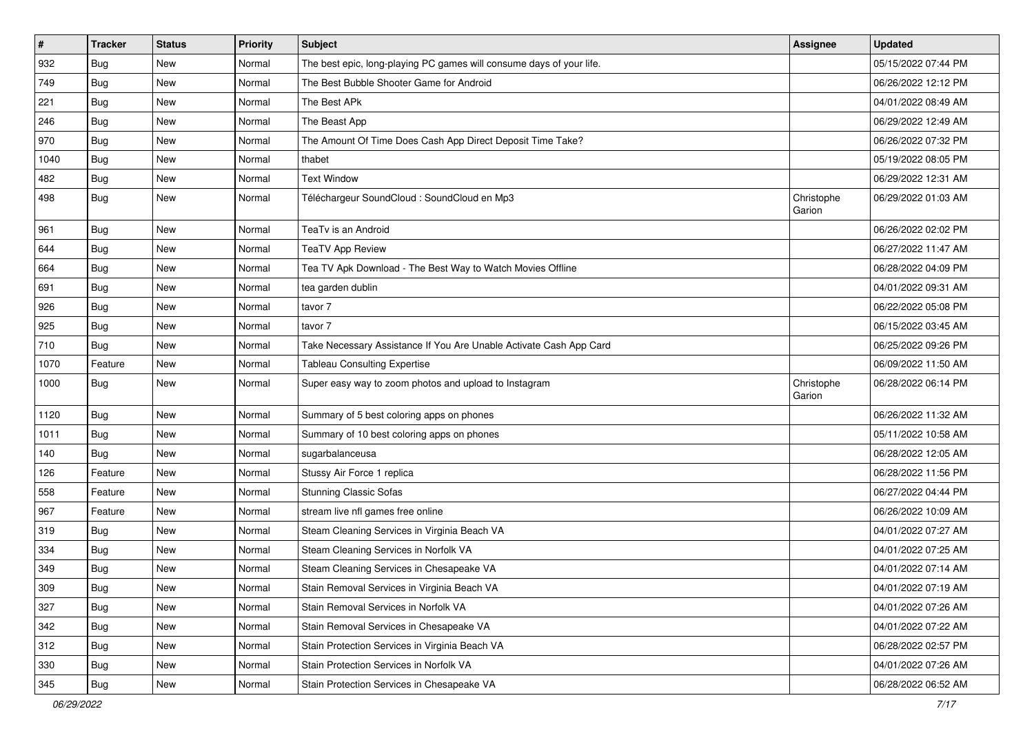| # | Tracker | Status | Priority | Subject | Assignee | Updated |
|---|---|---|---|---|---|---|
| 932 | Bug | New | Normal | The best epic, long-playing PC games will consume days of your life. | | 05/15/2022 07:44 PM |
| 749 | Bug | New | Normal | The Best Bubble Shooter Game for Android | | 06/26/2022 12:12 PM |
| 221 | Bug | New | Normal | The Best APk | | 04/01/2022 08:49 AM |
| 246 | Bug | New | Normal | The Beast App | | 06/29/2022 12:49 AM |
| 970 | Bug | New | Normal | The Amount Of Time Does Cash App Direct Deposit Time Take? | | 06/26/2022 07:32 PM |
| 1040 | Bug | New | Normal | thabet | | 05/19/2022 08:05 PM |
| 482 | Bug | New | Normal | Text Window | | 06/29/2022 12:31 AM |
| 498 | Bug | New | Normal | Téléchargeur SoundCloud : SoundCloud en Mp3 | Christophe Garion | 06/29/2022 01:03 AM |
| 961 | Bug | New | Normal | TeaTv is an Android | | 06/26/2022 02:02 PM |
| 644 | Bug | New | Normal | TeaTV App Review | | 06/27/2022 11:47 AM |
| 664 | Bug | New | Normal | Tea TV Apk Download - The Best Way to Watch Movies Offline | | 06/28/2022 04:09 PM |
| 691 | Bug | New | Normal | tea garden dublin | | 04/01/2022 09:31 AM |
| 926 | Bug | New | Normal | tavor 7 | | 06/22/2022 05:08 PM |
| 925 | Bug | New | Normal | tavor 7 | | 06/15/2022 03:45 AM |
| 710 | Bug | New | Normal | Take Necessary Assistance If You Are Unable Activate Cash App Card | | 06/25/2022 09:26 PM |
| 1070 | Feature | New | Normal | Tableau Consulting Expertise | | 06/09/2022 11:50 AM |
| 1000 | Bug | New | Normal | Super easy way to zoom photos and upload to Instagram | Christophe Garion | 06/28/2022 06:14 PM |
| 1120 | Bug | New | Normal | Summary of 5 best coloring apps on phones | | 06/26/2022 11:32 AM |
| 1011 | Bug | New | Normal | Summary of 10 best coloring apps on phones | | 05/11/2022 10:58 AM |
| 140 | Bug | New | Normal | sugarbalanceusa | | 06/28/2022 12:05 AM |
| 126 | Feature | New | Normal | Stussy Air Force 1 replica | | 06/28/2022 11:56 PM |
| 558 | Feature | New | Normal | Stunning Classic Sofas | | 06/27/2022 04:44 PM |
| 967 | Feature | New | Normal | stream live nfl games free online | | 06/26/2022 10:09 AM |
| 319 | Bug | New | Normal | Steam Cleaning Services in Virginia Beach VA | | 04/01/2022 07:27 AM |
| 334 | Bug | New | Normal | Steam Cleaning Services in Norfolk VA | | 04/01/2022 07:25 AM |
| 349 | Bug | New | Normal | Steam Cleaning Services in Chesapeake VA | | 04/01/2022 07:14 AM |
| 309 | Bug | New | Normal | Stain Removal Services in Virginia Beach VA | | 04/01/2022 07:19 AM |
| 327 | Bug | New | Normal | Stain Removal Services in Norfolk VA | | 04/01/2022 07:26 AM |
| 342 | Bug | New | Normal | Stain Removal Services in Chesapeake VA | | 04/01/2022 07:22 AM |
| 312 | Bug | New | Normal | Stain Protection Services in Virginia Beach VA | | 06/28/2022 02:57 PM |
| 330 | Bug | New | Normal | Stain Protection Services in Norfolk VA | | 04/01/2022 07:26 AM |
| 345 | Bug | New | Normal | Stain Protection Services in Chesapeake VA | | 06/28/2022 06:52 AM |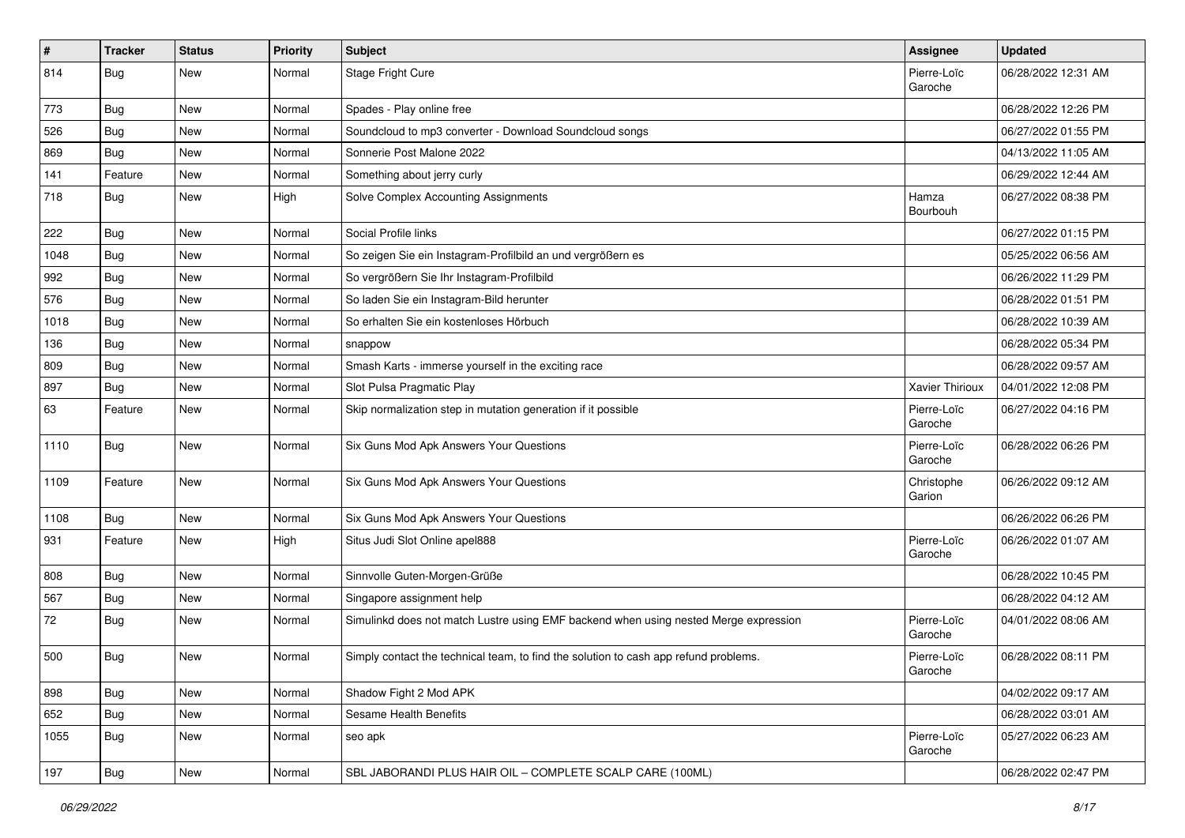| # | Tracker | Status | Priority | Subject | Assignee | Updated |
|---|---|---|---|---|---|---|
| 814 | Bug | New | Normal | Stage Fright Cure | Pierre-Loïc Garoche | 06/28/2022 12:31 AM |
| 773 | Bug | New | Normal | Spades - Play online free | | 06/28/2022 12:26 PM |
| 526 | Bug | New | Normal | Soundcloud to mp3 converter - Download Soundcloud songs | | 06/27/2022 01:55 PM |
| 869 | Bug | New | Normal | Sonnerie Post Malone 2022 | | 04/13/2022 11:05 AM |
| 141 | Feature | New | Normal | Something about jerry curly | | 06/29/2022 12:44 AM |
| 718 | Bug | New | High | Solve Complex Accounting Assignments | Hamza Bourbouh | 06/27/2022 08:38 PM |
| 222 | Bug | New | Normal | Social Profile links | | 06/27/2022 01:15 PM |
| 1048 | Bug | New | Normal | So zeigen Sie ein Instagram-Profilbild an und vergrößern es | | 05/25/2022 06:56 AM |
| 992 | Bug | New | Normal | So vergrößern Sie Ihr Instagram-Profilbild | | 06/26/2022 11:29 PM |
| 576 | Bug | New | Normal | So laden Sie ein Instagram-Bild herunter | | 06/28/2022 01:51 PM |
| 1018 | Bug | New | Normal | So erhalten Sie ein kostenloses Hörbuch | | 06/28/2022 10:39 AM |
| 136 | Bug | New | Normal | snappow | | 06/28/2022 05:34 PM |
| 809 | Bug | New | Normal | Smash Karts - immerse yourself in the exciting race | | 06/28/2022 09:57 AM |
| 897 | Bug | New | Normal | Slot Pulsa Pragmatic Play | Xavier Thirioux | 04/01/2022 12:08 PM |
| 63 | Feature | New | Normal | Skip normalization step in mutation generation if it possible | Pierre-Loïc Garoche | 06/27/2022 04:16 PM |
| 1110 | Bug | New | Normal | Six Guns Mod Apk Answers Your Questions | Pierre-Loïc Garoche | 06/28/2022 06:26 PM |
| 1109 | Feature | New | Normal | Six Guns Mod Apk Answers Your Questions | Christophe Garion | 06/26/2022 09:12 AM |
| 1108 | Bug | New | Normal | Six Guns Mod Apk Answers Your Questions | | 06/26/2022 06:26 PM |
| 931 | Feature | New | High | Situs Judi Slot Online apel888 | Pierre-Loïc Garoche | 06/26/2022 01:07 AM |
| 808 | Bug | New | Normal | Sinnvolle Guten-Morgen-Grüße | | 06/28/2022 10:45 PM |
| 567 | Bug | New | Normal | Singapore assignment help | | 06/28/2022 04:12 AM |
| 72 | Bug | New | Normal | Simulinkd does not match Lustre using EMF backend when using nested Merge expression | Pierre-Loïc Garoche | 04/01/2022 08:06 AM |
| 500 | Bug | New | Normal | Simply contact the technical team, to find the solution to cash app refund problems. | Pierre-Loïc Garoche | 06/28/2022 08:11 PM |
| 898 | Bug | New | Normal | Shadow Fight 2 Mod APK | | 04/02/2022 09:17 AM |
| 652 | Bug | New | Normal | Sesame Health Benefits | | 06/28/2022 03:01 AM |
| 1055 | Bug | New | Normal | seo apk | Pierre-Loïc Garoche | 05/27/2022 06:23 AM |
| 197 | Bug | New | Normal | SBL JABORANDI PLUS HAIR OIL – COMPLETE SCALP CARE (100ML) | | 06/28/2022 02:47 PM |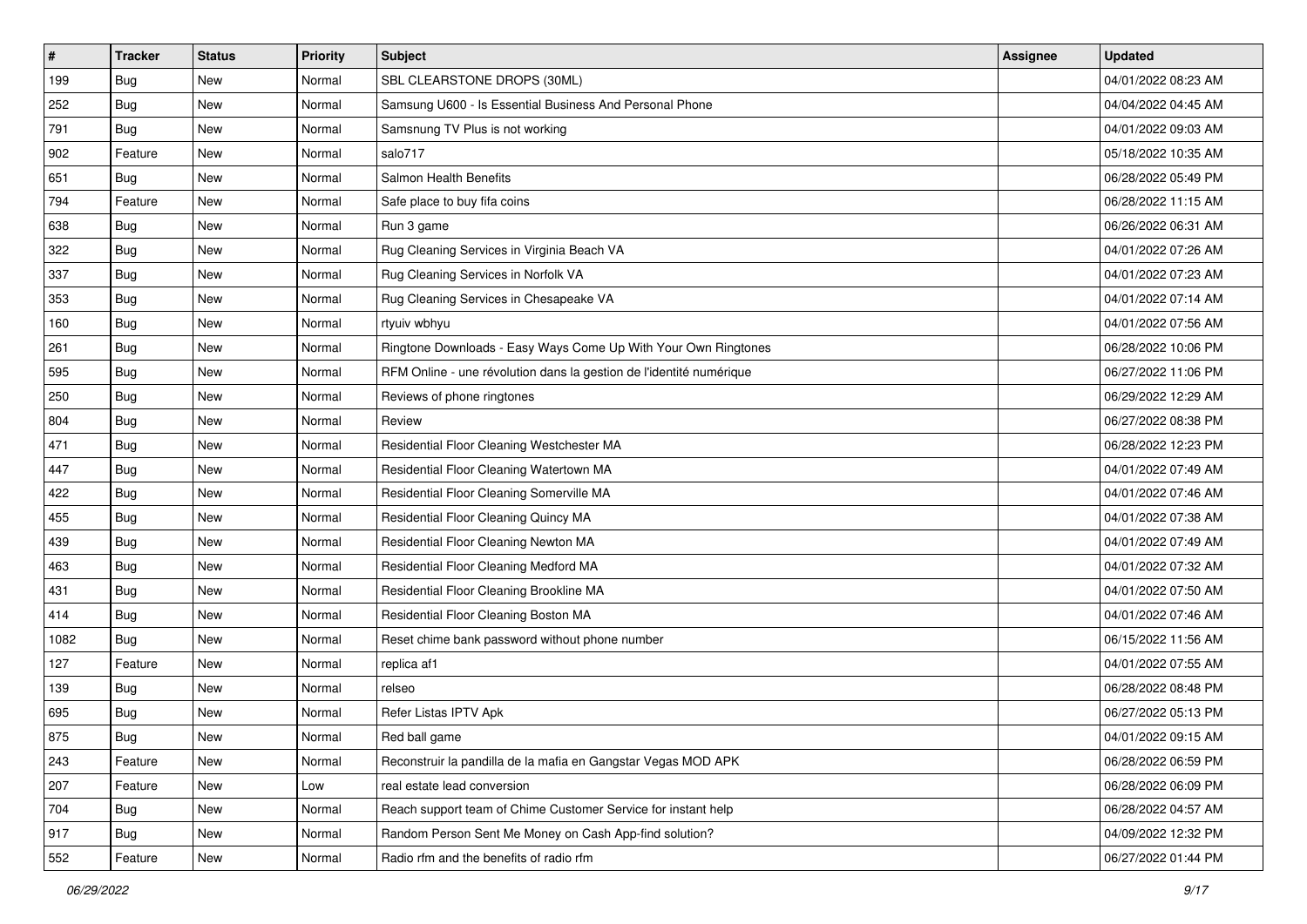| # | Tracker | Status | Priority | Subject | Assignee | Updated |
|---|---|---|---|---|---|---|
| 199 | Bug | New | Normal | SBL CLEARSTONE DROPS (30ML) | | 04/01/2022 08:23 AM |
| 252 | Bug | New | Normal | Samsung U600 - Is Essential Business And Personal Phone | | 04/04/2022 04:45 AM |
| 791 | Bug | New | Normal | Samsnung TV Plus is not working | | 04/01/2022 09:03 AM |
| 902 | Feature | New | Normal | salo717 | | 05/18/2022 10:35 AM |
| 651 | Bug | New | Normal | Salmon Health Benefits | | 06/28/2022 05:49 PM |
| 794 | Feature | New | Normal | Safe place to buy fifa coins | | 06/28/2022 11:15 AM |
| 638 | Bug | New | Normal | Run 3 game | | 06/26/2022 06:31 AM |
| 322 | Bug | New | Normal | Rug Cleaning Services in Virginia Beach VA | | 04/01/2022 07:26 AM |
| 337 | Bug | New | Normal | Rug Cleaning Services in Norfolk VA | | 04/01/2022 07:23 AM |
| 353 | Bug | New | Normal | Rug Cleaning Services in Chesapeake VA | | 04/01/2022 07:14 AM |
| 160 | Bug | New | Normal | rtyuiv wbhyu | | 04/01/2022 07:56 AM |
| 261 | Bug | New | Normal | Ringtone Downloads - Easy Ways Come Up With Your Own Ringtones | | 06/28/2022 10:06 PM |
| 595 | Bug | New | Normal | RFM Online - une révolution dans la gestion de l'identité numérique | | 06/27/2022 11:06 PM |
| 250 | Bug | New | Normal | Reviews of phone ringtones | | 06/29/2022 12:29 AM |
| 804 | Bug | New | Normal | Review | | 06/27/2022 08:38 PM |
| 471 | Bug | New | Normal | Residential Floor Cleaning Westchester MA | | 06/28/2022 12:23 PM |
| 447 | Bug | New | Normal | Residential Floor Cleaning Watertown MA | | 04/01/2022 07:49 AM |
| 422 | Bug | New | Normal | Residential Floor Cleaning Somerville MA | | 04/01/2022 07:46 AM |
| 455 | Bug | New | Normal | Residential Floor Cleaning Quincy MA | | 04/01/2022 07:38 AM |
| 439 | Bug | New | Normal | Residential Floor Cleaning Newton MA | | 04/01/2022 07:49 AM |
| 463 | Bug | New | Normal | Residential Floor Cleaning Medford MA | | 04/01/2022 07:32 AM |
| 431 | Bug | New | Normal | Residential Floor Cleaning Brookline MA | | 04/01/2022 07:50 AM |
| 414 | Bug | New | Normal | Residential Floor Cleaning Boston MA | | 04/01/2022 07:46 AM |
| 1082 | Bug | New | Normal | Reset chime bank password without phone number | | 06/15/2022 11:56 AM |
| 127 | Feature | New | Normal | replica af1 | | 04/01/2022 07:55 AM |
| 139 | Bug | New | Normal | relseo | | 06/28/2022 08:48 PM |
| 695 | Bug | New | Normal | Refer Listas IPTV Apk | | 06/27/2022 05:13 PM |
| 875 | Bug | New | Normal | Red ball game | | 04/01/2022 09:15 AM |
| 243 | Feature | New | Normal | Reconstruir la pandilla de la mafia en Gangstar Vegas MOD APK | | 06/28/2022 06:59 PM |
| 207 | Feature | New | Low | real estate lead conversion | | 06/28/2022 06:09 PM |
| 704 | Bug | New | Normal | Reach support team of Chime Customer Service for instant help | | 06/28/2022 04:57 AM |
| 917 | Bug | New | Normal | Random Person Sent Me Money on Cash App-find solution? | | 04/09/2022 12:32 PM |
| 552 | Feature | New | Normal | Radio rfm and the benefits of radio rfm | | 06/27/2022 01:44 PM |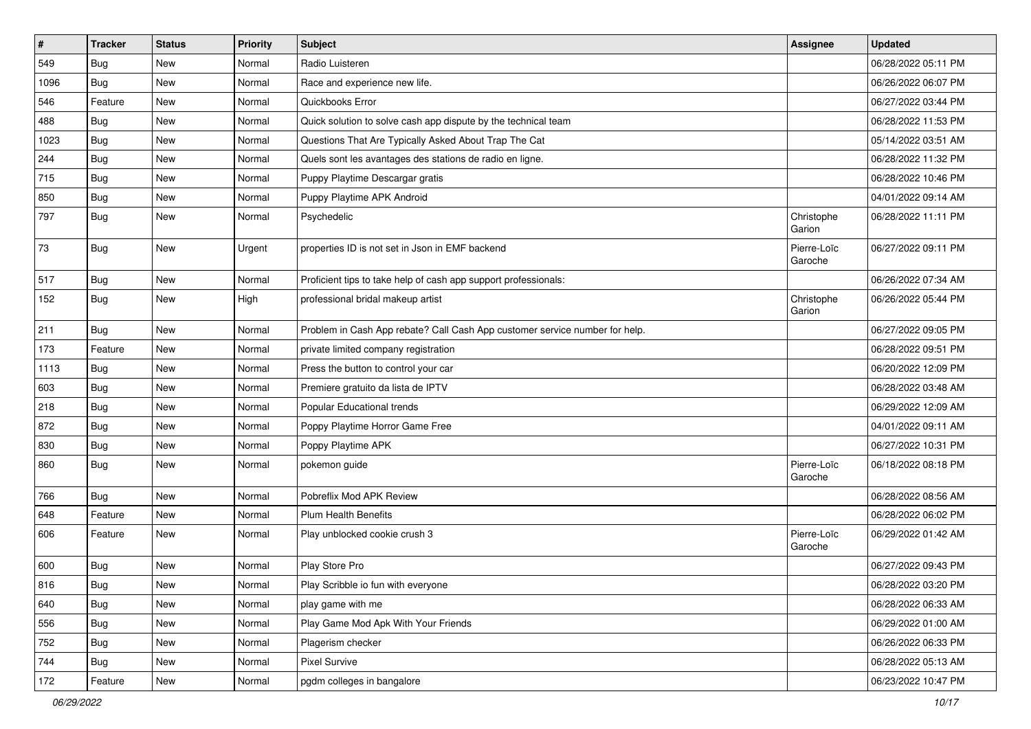| # | Tracker | Status | Priority | Subject | Assignee | Updated |
|---|---|---|---|---|---|---|
| 549 | Bug | New | Normal | Radio Luisteren | | 06/28/2022 05:11 PM |
| 1096 | Bug | New | Normal | Race and experience new life. | | 06/26/2022 06:07 PM |
| 546 | Feature | New | Normal | Quickbooks Error | | 06/27/2022 03:44 PM |
| 488 | Bug | New | Normal | Quick solution to solve cash app dispute by the technical team | | 06/28/2022 11:53 PM |
| 1023 | Bug | New | Normal | Questions That Are Typically Asked About Trap The Cat | | 05/14/2022 03:51 AM |
| 244 | Bug | New | Normal | Quels sont les avantages des stations de radio en ligne. | | 06/28/2022 11:32 PM |
| 715 | Bug | New | Normal | Puppy Playtime Descargar gratis | | 06/28/2022 10:46 PM |
| 850 | Bug | New | Normal | Puppy Playtime APK Android | | 04/01/2022 09:14 AM |
| 797 | Bug | New | Normal | Psychedelic | Christophe Garion | 06/28/2022 11:11 PM |
| 73 | Bug | New | Urgent | properties ID is not set in Json in EMF backend | Pierre-Loïc Garoche | 06/27/2022 09:11 PM |
| 517 | Bug | New | Normal | Proficient tips to take help of cash app support professionals: | | 06/26/2022 07:34 AM |
| 152 | Bug | New | High | professional bridal makeup artist | Christophe Garion | 06/26/2022 05:44 PM |
| 211 | Bug | New | Normal | Problem in Cash App rebate? Call Cash App customer service number for help. | | 06/27/2022 09:05 PM |
| 173 | Feature | New | Normal | private limited company registration | | 06/28/2022 09:51 PM |
| 1113 | Bug | New | Normal | Press the button to control your car | | 06/20/2022 12:09 PM |
| 603 | Bug | New | Normal | Premiere gratuito da lista de IPTV | | 06/28/2022 03:48 AM |
| 218 | Bug | New | Normal | Popular Educational trends | | 06/29/2022 12:09 AM |
| 872 | Bug | New | Normal | Poppy Playtime Horror Game Free | | 04/01/2022 09:11 AM |
| 830 | Bug | New | Normal | Poppy Playtime APK | | 06/27/2022 10:31 PM |
| 860 | Bug | New | Normal | pokemon guide | Pierre-Loïc Garoche | 06/18/2022 08:18 PM |
| 766 | Bug | New | Normal | Pobreflix Mod APK Review | | 06/28/2022 08:56 AM |
| 648 | Feature | New | Normal | Plum Health Benefits | | 06/28/2022 06:02 PM |
| 606 | Feature | New | Normal | Play unblocked cookie crush 3 | Pierre-Loïc Garoche | 06/29/2022 01:42 AM |
| 600 | Bug | New | Normal | Play Store Pro | | 06/27/2022 09:43 PM |
| 816 | Bug | New | Normal | Play Scribble io fun with everyone | | 06/28/2022 03:20 PM |
| 640 | Bug | New | Normal | play game with me | | 06/28/2022 06:33 AM |
| 556 | Bug | New | Normal | Play Game Mod Apk With Your Friends | | 06/29/2022 01:00 AM |
| 752 | Bug | New | Normal | Plagerism checker | | 06/26/2022 06:33 PM |
| 744 | Bug | New | Normal | Pixel Survive | | 06/28/2022 05:13 AM |
| 172 | Feature | New | Normal | pgdm colleges in bangalore | | 06/23/2022 10:47 PM |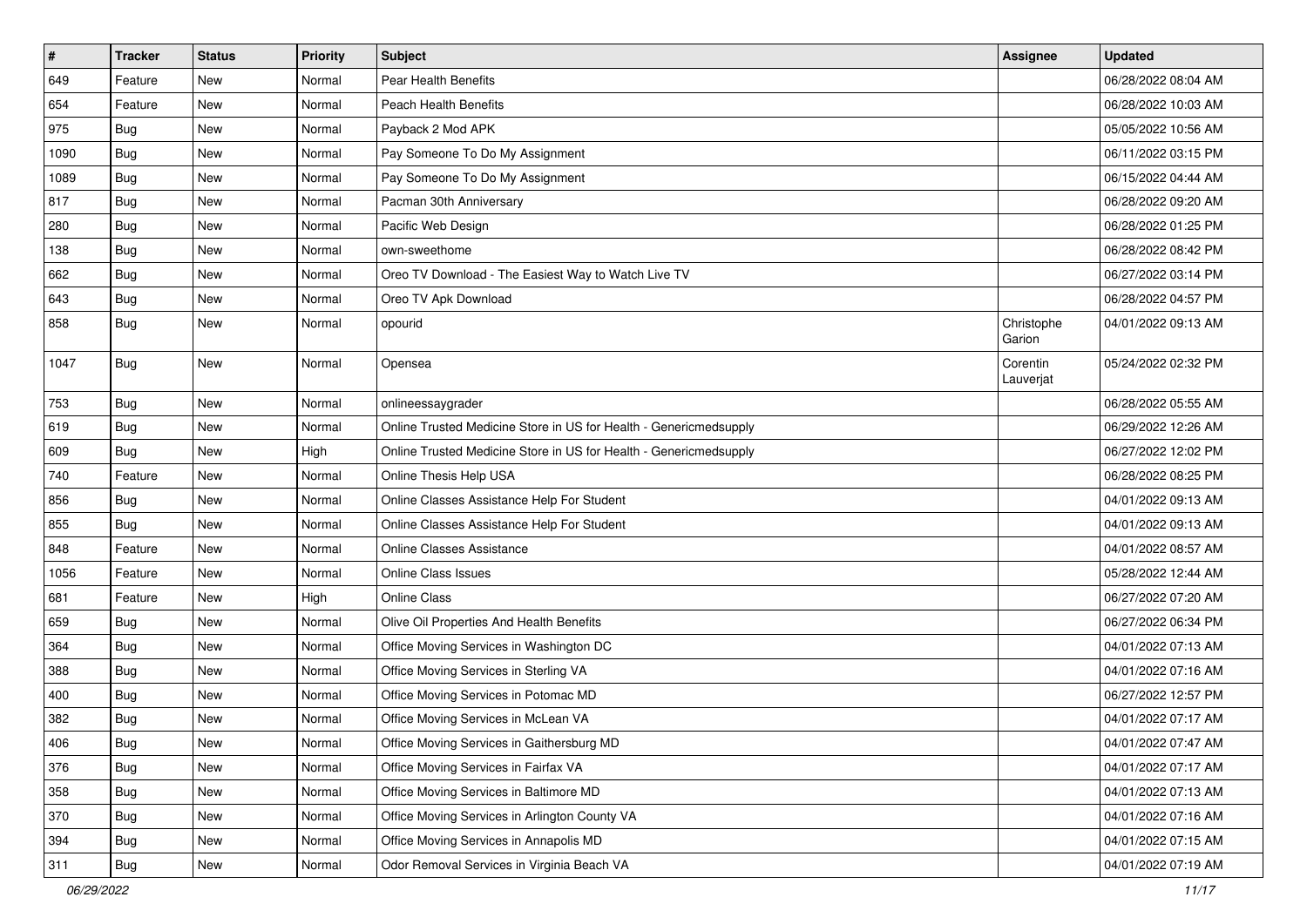| # | Tracker | Status | Priority | Subject | Assignee | Updated |
| --- | --- | --- | --- | --- | --- | --- |
| 649 | Feature | New | Normal | Pear Health Benefits | | 06/28/2022 08:04 AM |
| 654 | Feature | New | Normal | Peach Health Benefits | | 06/28/2022 10:03 AM |
| 975 | Bug | New | Normal | Payback 2 Mod APK | | 05/05/2022 10:56 AM |
| 1090 | Bug | New | Normal | Pay Someone To Do My Assignment | | 06/11/2022 03:15 PM |
| 1089 | Bug | New | Normal | Pay Someone To Do My Assignment | | 06/15/2022 04:44 AM |
| 817 | Bug | New | Normal | Pacman 30th Anniversary | | 06/28/2022 09:20 AM |
| 280 | Bug | New | Normal | Pacific Web Design | | 06/28/2022 01:25 PM |
| 138 | Bug | New | Normal | own-sweethome | | 06/28/2022 08:42 PM |
| 662 | Bug | New | Normal | Oreo TV Download - The Easiest Way to Watch Live TV | | 06/27/2022 03:14 PM |
| 643 | Bug | New | Normal | Oreo TV Apk Download | | 06/28/2022 04:57 PM |
| 858 | Bug | New | Normal | opourid | Christophe Garion | 04/01/2022 09:13 AM |
| 1047 | Bug | New | Normal | Opensea | Corentin Lauverjat | 05/24/2022 02:32 PM |
| 753 | Bug | New | Normal | onlineessaygrader | | 06/28/2022 05:55 AM |
| 619 | Bug | New | Normal | Online Trusted Medicine Store in US for Health - Genericmedsupply | | 06/29/2022 12:26 AM |
| 609 | Bug | New | High | Online Trusted Medicine Store in US for Health - Genericmedsupply | | 06/27/2022 12:02 PM |
| 740 | Feature | New | Normal | Online Thesis Help USA | | 06/28/2022 08:25 PM |
| 856 | Bug | New | Normal | Online Classes Assistance Help For Student | | 04/01/2022 09:13 AM |
| 855 | Bug | New | Normal | Online Classes Assistance Help For Student | | 04/01/2022 09:13 AM |
| 848 | Feature | New | Normal | Online Classes Assistance | | 04/01/2022 08:57 AM |
| 1056 | Feature | New | Normal | Online Class Issues | | 05/28/2022 12:44 AM |
| 681 | Feature | New | High | Online Class | | 06/27/2022 07:20 AM |
| 659 | Bug | New | Normal | Olive Oil Properties And Health Benefits | | 06/27/2022 06:34 PM |
| 364 | Bug | New | Normal | Office Moving Services in Washington DC | | 04/01/2022 07:13 AM |
| 388 | Bug | New | Normal | Office Moving Services in Sterling VA | | 04/01/2022 07:16 AM |
| 400 | Bug | New | Normal | Office Moving Services in Potomac MD | | 06/27/2022 12:57 PM |
| 382 | Bug | New | Normal | Office Moving Services in McLean VA | | 04/01/2022 07:17 AM |
| 406 | Bug | New | Normal | Office Moving Services in Gaithersburg MD | | 04/01/2022 07:47 AM |
| 376 | Bug | New | Normal | Office Moving Services in Fairfax VA | | 04/01/2022 07:17 AM |
| 358 | Bug | New | Normal | Office Moving Services in Baltimore MD | | 04/01/2022 07:13 AM |
| 370 | Bug | New | Normal | Office Moving Services in Arlington County VA | | 04/01/2022 07:16 AM |
| 394 | Bug | New | Normal | Office Moving Services in Annapolis MD | | 04/01/2022 07:15 AM |
| 311 | Bug | New | Normal | Odor Removal Services in Virginia Beach VA | | 04/01/2022 07:19 AM |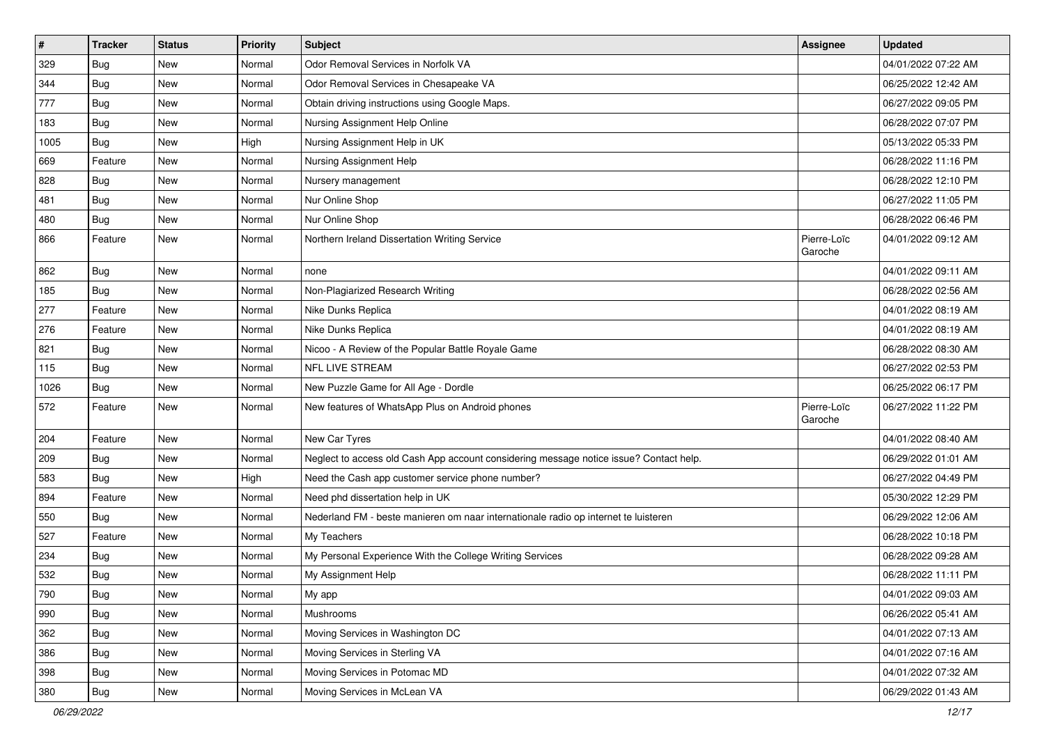| # | Tracker | Status | Priority | Subject | Assignee | Updated |
|---|---|---|---|---|---|---|
| 329 | Bug | New | Normal | Odor Removal Services in Norfolk VA | | 04/01/2022 07:22 AM |
| 344 | Bug | New | Normal | Odor Removal Services in Chesapeake VA | | 06/25/2022 12:42 AM |
| 777 | Bug | New | Normal | Obtain driving instructions using Google Maps. | | 06/27/2022 09:05 PM |
| 183 | Bug | New | Normal | Nursing Assignment Help Online | | 06/28/2022 07:07 PM |
| 1005 | Bug | New | High | Nursing Assignment Help in UK | | 05/13/2022 05:33 PM |
| 669 | Feature | New | Normal | Nursing Assignment Help | | 06/28/2022 11:16 PM |
| 828 | Bug | New | Normal | Nursery management | | 06/28/2022 12:10 PM |
| 481 | Bug | New | Normal | Nur Online Shop | | 06/27/2022 11:05 PM |
| 480 | Bug | New | Normal | Nur Online Shop | | 06/28/2022 06:46 PM |
| 866 | Feature | New | Normal | Northern Ireland Dissertation Writing Service | Pierre-Loïc Garoche | 04/01/2022 09:12 AM |
| 862 | Bug | New | Normal | none | | 04/01/2022 09:11 AM |
| 185 | Bug | New | Normal | Non-Plagiarized Research Writing | | 06/28/2022 02:56 AM |
| 277 | Feature | New | Normal | Nike Dunks Replica | | 04/01/2022 08:19 AM |
| 276 | Feature | New | Normal | Nike Dunks Replica | | 04/01/2022 08:19 AM |
| 821 | Bug | New | Normal | Nicoo - A Review of the Popular Battle Royale Game | | 06/28/2022 08:30 AM |
| 115 | Bug | New | Normal | NFL LIVE STREAM | | 06/27/2022 02:53 PM |
| 1026 | Bug | New | Normal | New Puzzle Game for All Age - Dordle | | 06/25/2022 06:17 PM |
| 572 | Feature | New | Normal | New features of WhatsApp Plus on Android phones | Pierre-Loïc Garoche | 06/27/2022 11:22 PM |
| 204 | Feature | New | Normal | New Car Tyres | | 04/01/2022 08:40 AM |
| 209 | Bug | New | Normal | Neglect to access old Cash App account considering message notice issue? Contact help. | | 06/29/2022 01:01 AM |
| 583 | Bug | New | High | Need the Cash app customer service phone number? | | 06/27/2022 04:49 PM |
| 894 | Feature | New | Normal | Need phd dissertation help in UK | | 05/30/2022 12:29 PM |
| 550 | Bug | New | Normal | Nederland FM - beste manieren om naar internationale radio op internet te luisteren | | 06/29/2022 12:06 AM |
| 527 | Feature | New | Normal | My Teachers | | 06/28/2022 10:18 PM |
| 234 | Bug | New | Normal | My Personal Experience With the College Writing Services | | 06/28/2022 09:28 AM |
| 532 | Bug | New | Normal | My Assignment Help | | 06/28/2022 11:11 PM |
| 790 | Bug | New | Normal | My app | | 04/01/2022 09:03 AM |
| 990 | Bug | New | Normal | Mushrooms | | 06/26/2022 05:41 AM |
| 362 | Bug | New | Normal | Moving Services in Washington DC | | 04/01/2022 07:13 AM |
| 386 | Bug | New | Normal | Moving Services in Sterling VA | | 04/01/2022 07:16 AM |
| 398 | Bug | New | Normal | Moving Services in Potomac MD | | 04/01/2022 07:32 AM |
| 380 | Bug | New | Normal | Moving Services in McLean VA | | 06/29/2022 01:43 AM |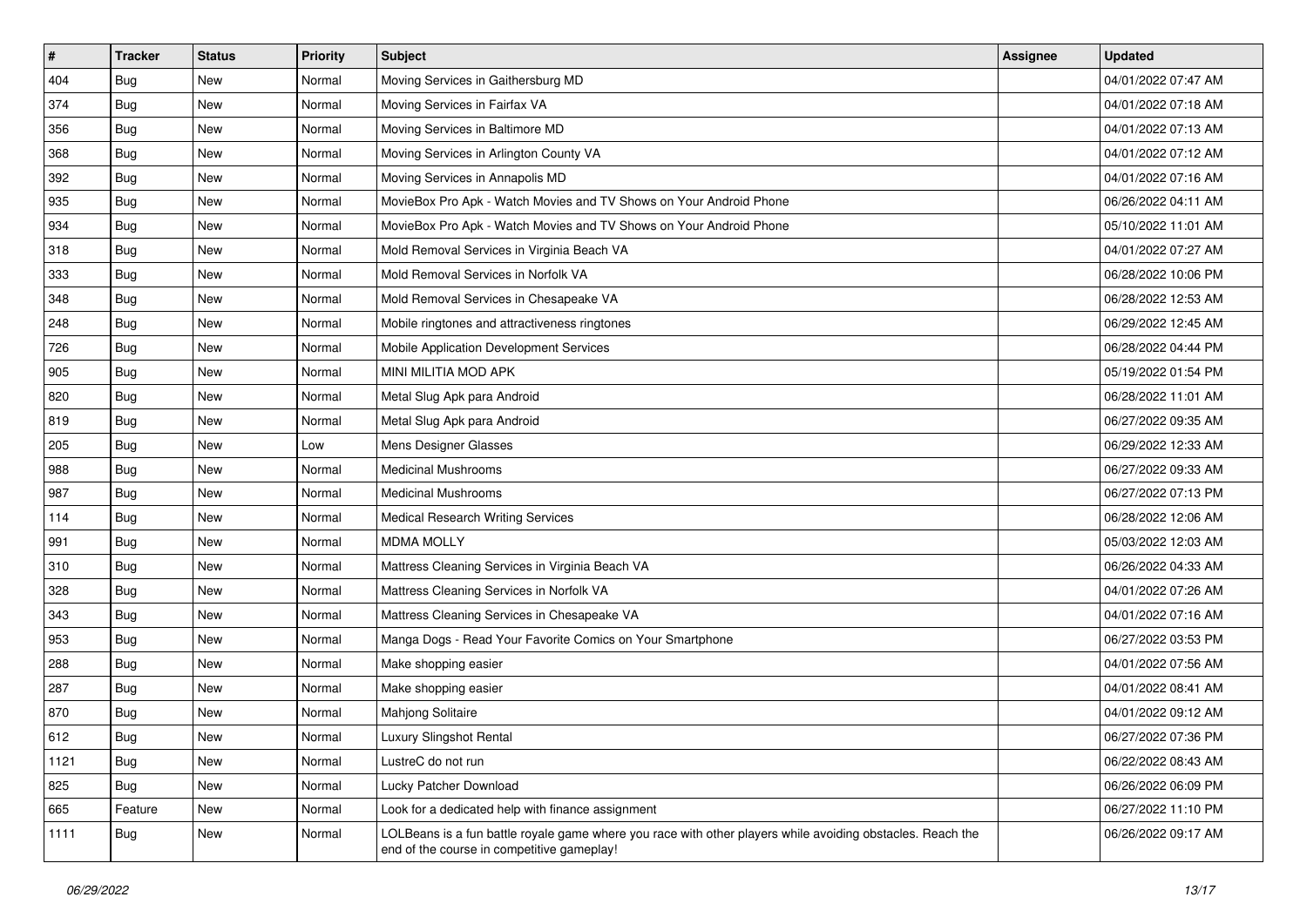| # | Tracker | Status | Priority | Subject | Assignee | Updated |
| --- | --- | --- | --- | --- | --- | --- |
| 404 | Bug | New | Normal | Moving Services in Gaithersburg MD | | 04/01/2022 07:47 AM |
| 374 | Bug | New | Normal | Moving Services in Fairfax VA | | 04/01/2022 07:18 AM |
| 356 | Bug | New | Normal | Moving Services in Baltimore MD | | 04/01/2022 07:13 AM |
| 368 | Bug | New | Normal | Moving Services in Arlington County VA | | 04/01/2022 07:12 AM |
| 392 | Bug | New | Normal | Moving Services in Annapolis MD | | 04/01/2022 07:16 AM |
| 935 | Bug | New | Normal | MovieBox Pro Apk - Watch Movies and TV Shows on Your Android Phone | | 06/26/2022 04:11 AM |
| 934 | Bug | New | Normal | MovieBox Pro Apk - Watch Movies and TV Shows on Your Android Phone | | 05/10/2022 11:01 AM |
| 318 | Bug | New | Normal | Mold Removal Services in Virginia Beach VA | | 04/01/2022 07:27 AM |
| 333 | Bug | New | Normal | Mold Removal Services in Norfolk VA | | 06/28/2022 10:06 PM |
| 348 | Bug | New | Normal | Mold Removal Services in Chesapeake VA | | 06/28/2022 12:53 AM |
| 248 | Bug | New | Normal | Mobile ringtones and attractiveness ringtones | | 06/29/2022 12:45 AM |
| 726 | Bug | New | Normal | Mobile Application Development Services | | 06/28/2022 04:44 PM |
| 905 | Bug | New | Normal | MINI MILITIA MOD APK | | 05/19/2022 01:54 PM |
| 820 | Bug | New | Normal | Metal Slug Apk para Android | | 06/28/2022 11:01 AM |
| 819 | Bug | New | Normal | Metal Slug Apk para Android | | 06/27/2022 09:35 AM |
| 205 | Bug | New | Low | Mens Designer Glasses | | 06/29/2022 12:33 AM |
| 988 | Bug | New | Normal | Medicinal Mushrooms | | 06/27/2022 09:33 AM |
| 987 | Bug | New | Normal | Medicinal Mushrooms | | 06/27/2022 07:13 PM |
| 114 | Bug | New | Normal | Medical Research Writing Services | | 06/28/2022 12:06 AM |
| 991 | Bug | New | Normal | MDMA MOLLY | | 05/03/2022 12:03 AM |
| 310 | Bug | New | Normal | Mattress Cleaning Services in Virginia Beach VA | | 06/26/2022 04:33 AM |
| 328 | Bug | New | Normal | Mattress Cleaning Services in Norfolk VA | | 04/01/2022 07:26 AM |
| 343 | Bug | New | Normal | Mattress Cleaning Services in Chesapeake VA | | 04/01/2022 07:16 AM |
| 953 | Bug | New | Normal | Manga Dogs - Read Your Favorite Comics on Your Smartphone | | 06/27/2022 03:53 PM |
| 288 | Bug | New | Normal | Make shopping easier | | 04/01/2022 07:56 AM |
| 287 | Bug | New | Normal | Make shopping easier | | 04/01/2022 08:41 AM |
| 870 | Bug | New | Normal | Mahjong Solitaire | | 04/01/2022 09:12 AM |
| 612 | Bug | New | Normal | Luxury Slingshot Rental | | 06/27/2022 07:36 PM |
| 1121 | Bug | New | Normal | LustreC do not run | | 06/22/2022 08:43 AM |
| 825 | Bug | New | Normal | Lucky Patcher Download | | 06/26/2022 06:09 PM |
| 665 | Feature | New | Normal | Look for a dedicated help with finance assignment | | 06/27/2022 11:10 PM |
| 1111 | Bug | New | Normal | LOLBeans is a fun battle royale game where you race with other players while avoiding obstacles. Reach the end of the course in competitive gameplay! | | 06/26/2022 09:17 AM |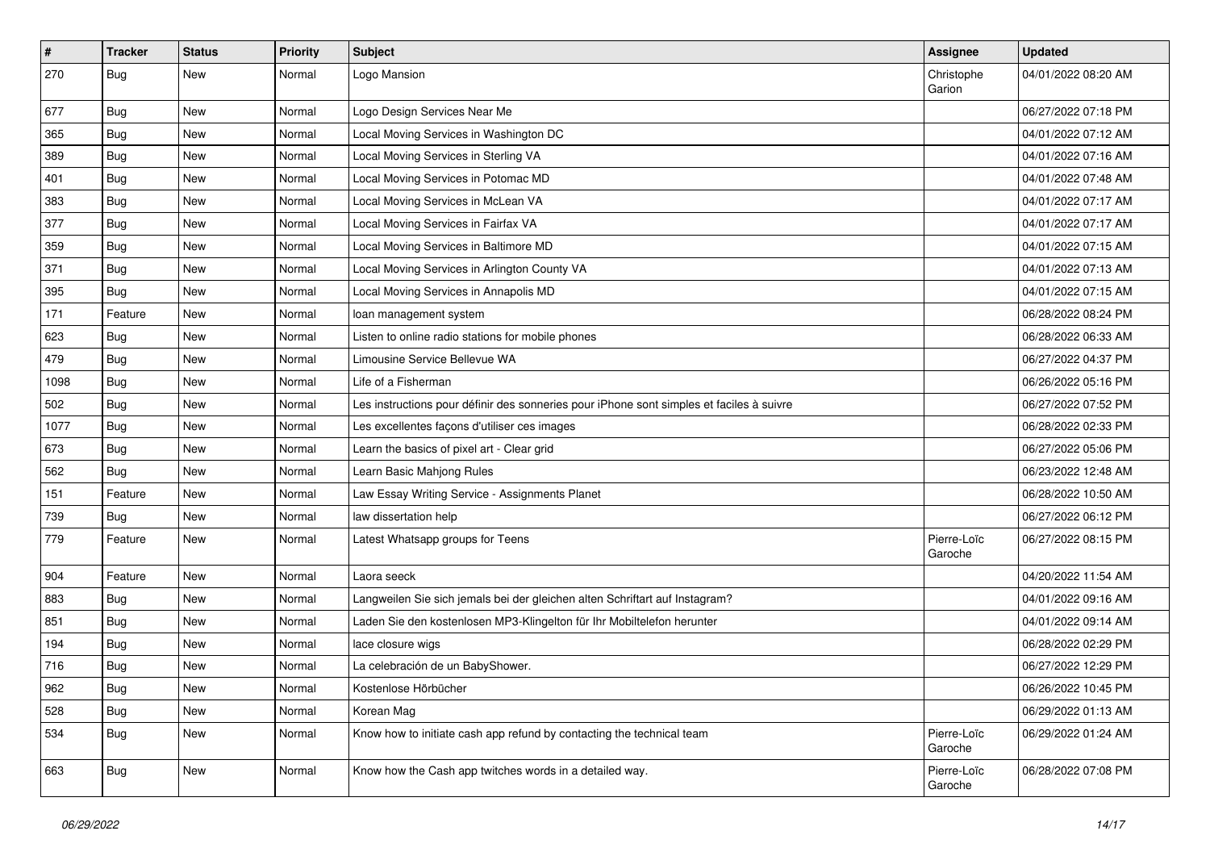| # | Tracker | Status | Priority | Subject | Assignee | Updated |
|---|---|---|---|---|---|---|
| 270 | Bug | New | Normal | Logo Mansion | Christophe Garion | 04/01/2022 08:20 AM |
| 677 | Bug | New | Normal | Logo Design Services Near Me | | 06/27/2022 07:18 PM |
| 365 | Bug | New | Normal | Local Moving Services in Washington DC | | 04/01/2022 07:12 AM |
| 389 | Bug | New | Normal | Local Moving Services in Sterling VA | | 04/01/2022 07:16 AM |
| 401 | Bug | New | Normal | Local Moving Services in Potomac MD | | 04/01/2022 07:48 AM |
| 383 | Bug | New | Normal | Local Moving Services in McLean VA | | 04/01/2022 07:17 AM |
| 377 | Bug | New | Normal | Local Moving Services in Fairfax VA | | 04/01/2022 07:17 AM |
| 359 | Bug | New | Normal | Local Moving Services in Baltimore MD | | 04/01/2022 07:15 AM |
| 371 | Bug | New | Normal | Local Moving Services in Arlington County VA | | 04/01/2022 07:13 AM |
| 395 | Bug | New | Normal | Local Moving Services in Annapolis MD | | 04/01/2022 07:15 AM |
| 171 | Feature | New | Normal | loan management system | | 06/28/2022 08:24 PM |
| 623 | Bug | New | Normal | Listen to online radio stations for mobile phones | | 06/28/2022 06:33 AM |
| 479 | Bug | New | Normal | Limousine Service Bellevue WA | | 06/27/2022 04:37 PM |
| 1098 | Bug | New | Normal | Life of a Fisherman | | 06/26/2022 05:16 PM |
| 502 | Bug | New | Normal | Les instructions pour définir des sonneries pour iPhone sont simples et faciles à suivre | | 06/27/2022 07:52 PM |
| 1077 | Bug | New | Normal | Les excellentes façons d'utiliser ces images | | 06/28/2022 02:33 PM |
| 673 | Bug | New | Normal | Learn the basics of pixel art - Clear grid | | 06/27/2022 05:06 PM |
| 562 | Bug | New | Normal | Learn Basic Mahjong Rules | | 06/23/2022 12:48 AM |
| 151 | Feature | New | Normal | Law Essay Writing Service - Assignments Planet | | 06/28/2022 10:50 AM |
| 739 | Bug | New | Normal | law dissertation help | | 06/27/2022 06:12 PM |
| 779 | Feature | New | Normal | Latest Whatsapp groups for Teens | Pierre-Loïc Garoche | 06/27/2022 08:15 PM |
| 904 | Feature | New | Normal | Laora seeck | | 04/20/2022 11:54 AM |
| 883 | Bug | New | Normal | Langweilen Sie sich jemals bei der gleichen alten Schriftart auf Instagram? | | 04/01/2022 09:16 AM |
| 851 | Bug | New | Normal | Laden Sie den kostenlosen MP3-Klingelton für Ihr Mobiltelefon herunter | | 04/01/2022 09:14 AM |
| 194 | Bug | New | Normal | lace closure wigs | | 06/28/2022 02:29 PM |
| 716 | Bug | New | Normal | La celebración de un BabyShower. | | 06/27/2022 12:29 PM |
| 962 | Bug | New | Normal | Kostenlose Hörbücher | | 06/26/2022 10:45 PM |
| 528 | Bug | New | Normal | Korean Mag | | 06/29/2022 01:13 AM |
| 534 | Bug | New | Normal | Know how to initiate cash app refund by contacting the technical team | Pierre-Loïc Garoche | 06/29/2022 01:24 AM |
| 663 | Bug | New | Normal | Know how the Cash app twitches words in a detailed way. | Pierre-Loïc Garoche | 06/28/2022 07:08 PM |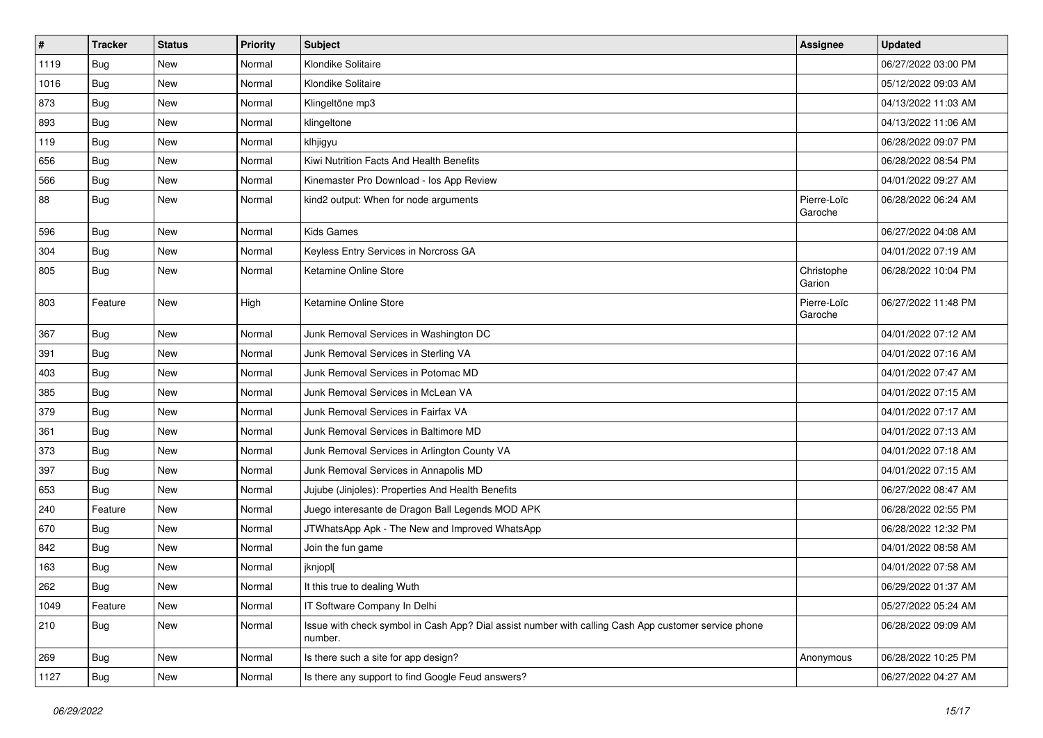| # | Tracker | Status | Priority | Subject | Assignee | Updated |
|---|---|---|---|---|---|---|
| 1119 | Bug | New | Normal | Klondike Solitaire | | 06/27/2022 03:00 PM |
| 1016 | Bug | New | Normal | Klondike Solitaire | | 05/12/2022 09:03 AM |
| 873 | Bug | New | Normal | Klingeltöne mp3 | | 04/13/2022 11:03 AM |
| 893 | Bug | New | Normal | klingeltone | | 04/13/2022 11:06 AM |
| 119 | Bug | New | Normal | klhjigyu | | 06/28/2022 09:07 PM |
| 656 | Bug | New | Normal | Kiwi Nutrition Facts And Health Benefits | | 06/28/2022 08:54 PM |
| 566 | Bug | New | Normal | Kinemaster Pro Download - Ios App Review | | 04/01/2022 09:27 AM |
| 88 | Bug | New | Normal | kind2 output: When for node arguments | Pierre-Loïc Garoche | 06/28/2022 06:24 AM |
| 596 | Bug | New | Normal | Kids Games | | 06/27/2022 04:08 AM |
| 304 | Bug | New | Normal | Keyless Entry Services in Norcross GA | | 04/01/2022 07:19 AM |
| 805 | Bug | New | Normal | Ketamine Online Store | Christophe Garion | 06/28/2022 10:04 PM |
| 803 | Feature | New | High | Ketamine Online Store | Pierre-Loïc Garoche | 06/27/2022 11:48 PM |
| 367 | Bug | New | Normal | Junk Removal Services in Washington DC | | 04/01/2022 07:12 AM |
| 391 | Bug | New | Normal | Junk Removal Services in Sterling VA | | 04/01/2022 07:16 AM |
| 403 | Bug | New | Normal | Junk Removal Services in Potomac MD | | 04/01/2022 07:47 AM |
| 385 | Bug | New | Normal | Junk Removal Services in McLean VA | | 04/01/2022 07:15 AM |
| 379 | Bug | New | Normal | Junk Removal Services in Fairfax VA | | 04/01/2022 07:17 AM |
| 361 | Bug | New | Normal | Junk Removal Services in Baltimore MD | | 04/01/2022 07:13 AM |
| 373 | Bug | New | Normal | Junk Removal Services in Arlington County VA | | 04/01/2022 07:18 AM |
| 397 | Bug | New | Normal | Junk Removal Services in Annapolis MD | | 04/01/2022 07:15 AM |
| 653 | Bug | New | Normal | Jujube (Jinjoles): Properties And Health Benefits | | 06/27/2022 08:47 AM |
| 240 | Feature | New | Normal | Juego interesante de Dragon Ball Legends MOD APK | | 06/28/2022 02:55 PM |
| 670 | Bug | New | Normal | JTWhatsApp Apk - The New and Improved WhatsApp | | 06/28/2022 12:32 PM |
| 842 | Bug | New | Normal | Join the fun game | | 04/01/2022 08:58 AM |
| 163 | Bug | New | Normal | jknjopl[ | | 04/01/2022 07:58 AM |
| 262 | Bug | New | Normal | It this true to dealing Wuth | | 06/29/2022 01:37 AM |
| 1049 | Feature | New | Normal | IT Software Company In Delhi | | 05/27/2022 05:24 AM |
| 210 | Bug | New | Normal | Issue with check symbol in Cash App? Dial assist number with calling Cash App customer service phone number. | | 06/28/2022 09:09 AM |
| 269 | Bug | New | Normal | Is there such a site for app design? | Anonymous | 06/28/2022 10:25 PM |
| 1127 | Bug | New | Normal | Is there any support to find Google Feud answers? | | 06/27/2022 04:27 AM |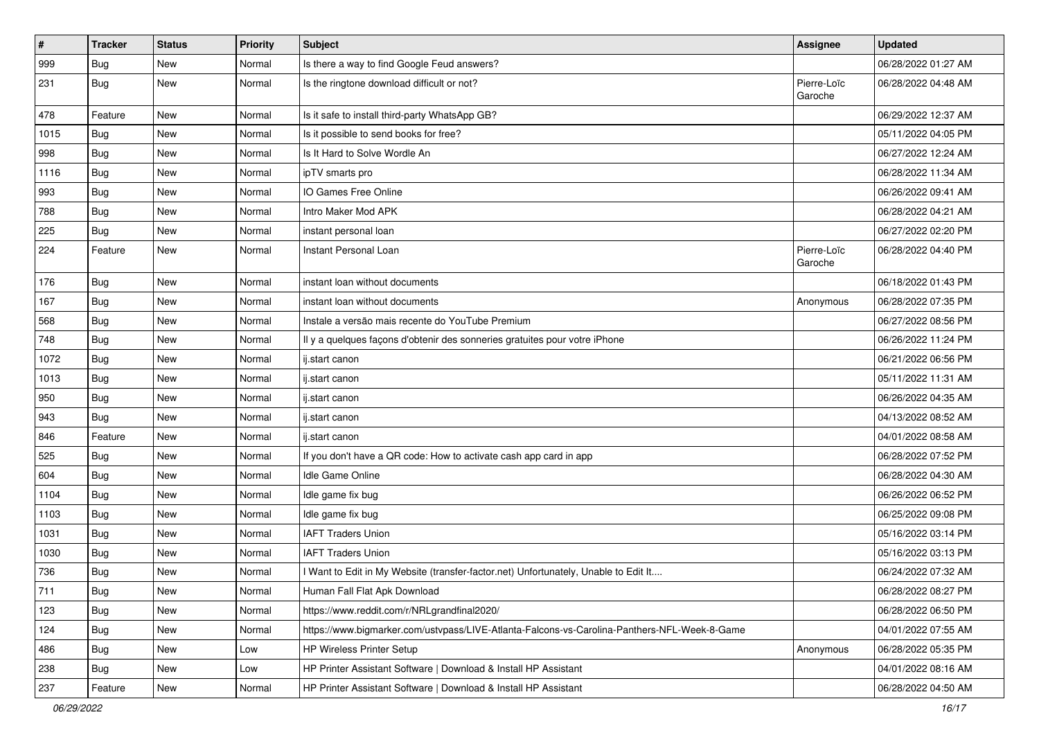| # | Tracker | Status | Priority | Subject | Assignee | Updated |
| --- | --- | --- | --- | --- | --- | --- |
| 999 | Bug | New | Normal | Is there a way to find Google Feud answers? | | 06/28/2022 01:27 AM |
| 231 | Bug | New | Normal | Is the ringtone download difficult or not? | Pierre-Loïc Garoche | 06/28/2022 04:48 AM |
| 478 | Feature | New | Normal | Is it safe to install third-party WhatsApp GB? | | 06/29/2022 12:37 AM |
| 1015 | Bug | New | Normal | Is it possible to send books for free? | | 05/11/2022 04:05 PM |
| 998 | Bug | New | Normal | Is It Hard to Solve Wordle An | | 06/27/2022 12:24 AM |
| 1116 | Bug | New | Normal | ipTV smarts pro | | 06/28/2022 11:34 AM |
| 993 | Bug | New | Normal | IO Games Free Online | | 06/26/2022 09:41 AM |
| 788 | Bug | New | Normal | Intro Maker Mod APK | | 06/28/2022 04:21 AM |
| 225 | Bug | New | Normal | instant personal loan | | 06/27/2022 02:20 PM |
| 224 | Feature | New | Normal | Instant Personal Loan | Pierre-Loïc Garoche | 06/28/2022 04:40 PM |
| 176 | Bug | New | Normal | instant loan without documents | | 06/18/2022 01:43 PM |
| 167 | Bug | New | Normal | instant loan without documents | Anonymous | 06/28/2022 07:35 PM |
| 568 | Bug | New | Normal | Instale a versão mais recente do YouTube Premium | | 06/27/2022 08:56 PM |
| 748 | Bug | New | Normal | Il y a quelques façons d'obtenir des sonneries gratuites pour votre iPhone | | 06/26/2022 11:24 PM |
| 1072 | Bug | New | Normal | ij.start canon | | 06/21/2022 06:56 PM |
| 1013 | Bug | New | Normal | ij.start canon | | 05/11/2022 11:31 AM |
| 950 | Bug | New | Normal | ij.start canon | | 06/26/2022 04:35 AM |
| 943 | Bug | New | Normal | ij.start canon | | 04/13/2022 08:52 AM |
| 846 | Feature | New | Normal | ij.start canon | | 04/01/2022 08:58 AM |
| 525 | Bug | New | Normal | If you don't have a QR code: How to activate cash app card in app | | 06/28/2022 07:52 PM |
| 604 | Bug | New | Normal | Idle Game Online | | 06/28/2022 04:30 AM |
| 1104 | Bug | New | Normal | Idle game fix bug | | 06/26/2022 06:52 PM |
| 1103 | Bug | New | Normal | Idle game fix bug | | 06/25/2022 09:08 PM |
| 1031 | Bug | New | Normal | IAFT Traders Union | | 05/16/2022 03:14 PM |
| 1030 | Bug | New | Normal | IAFT Traders Union | | 05/16/2022 03:13 PM |
| 736 | Bug | New | Normal | I Want to Edit in My Website (transfer-factor.net) Unfortunately, Unable to Edit It.... | | 06/24/2022 07:32 AM |
| 711 | Bug | New | Normal | Human Fall Flat Apk Download | | 06/28/2022 08:27 PM |
| 123 | Bug | New | Normal | https://www.reddit.com/r/NRLgrandfinal2020/ | | 06/28/2022 06:50 PM |
| 124 | Bug | New | Normal | https://www.bigmarker.com/ustvpass/LIVE-Atlanta-Falcons-vs-Carolina-Panthers-NFL-Week-8-Game | | 04/01/2022 07:55 AM |
| 486 | Bug | New | Low | HP Wireless Printer Setup | Anonymous | 06/28/2022 05:35 PM |
| 238 | Bug | New | Low | HP Printer Assistant Software \| Download & Install HP Assistant | | 04/01/2022 08:16 AM |
| 237 | Feature | New | Normal | HP Printer Assistant Software \| Download & Install HP Assistant | | 06/28/2022 04:50 AM |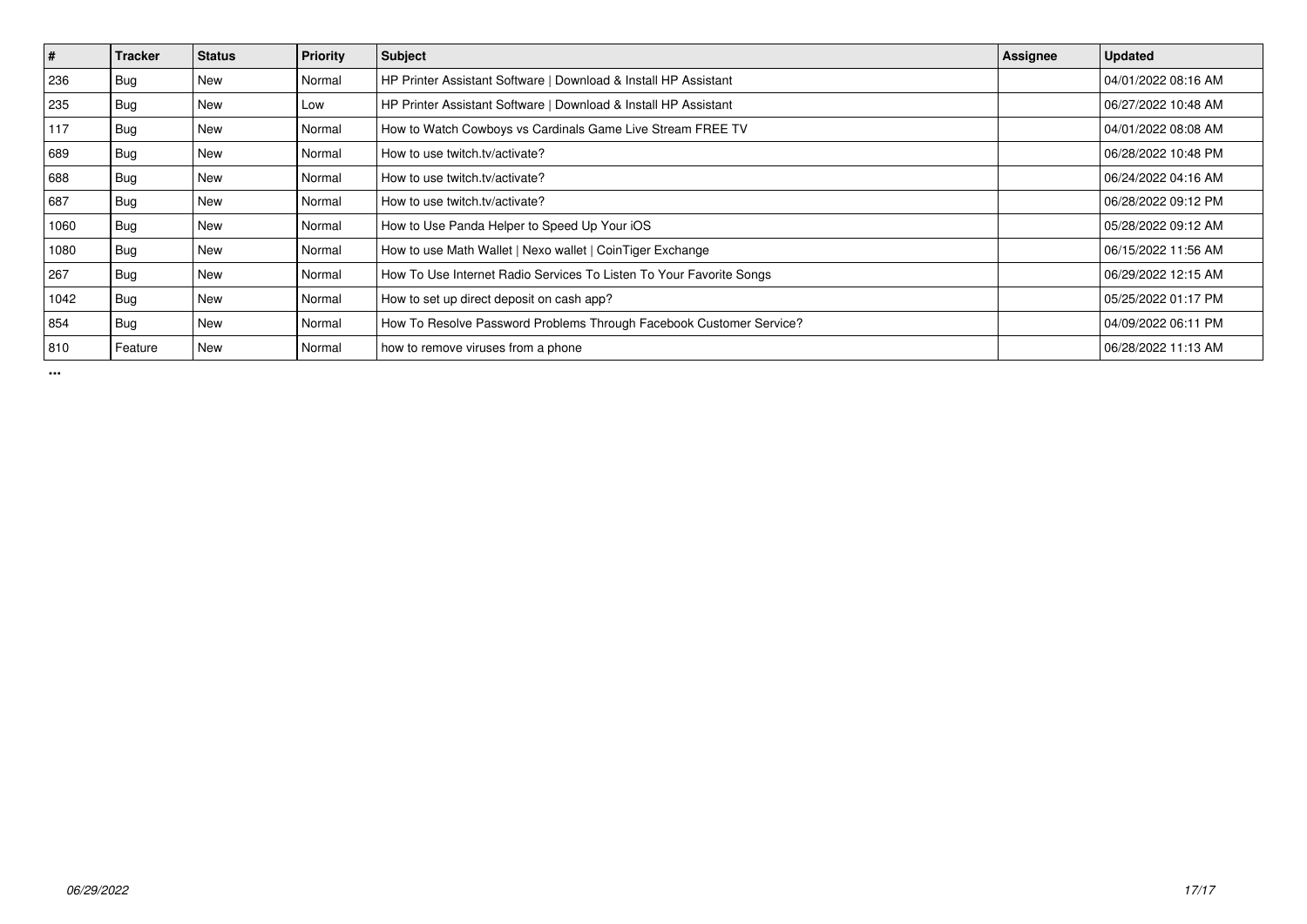| # | Tracker | Status | Priority | Subject | Assignee | Updated |
|---|---|---|---|---|---|---|
| 236 | Bug | New | Normal | HP Printer Assistant Software \| Download & Install HP Assistant | | 04/01/2022 08:16 AM |
| 235 | Bug | New | Low | HP Printer Assistant Software \| Download & Install HP Assistant | | 06/27/2022 10:48 AM |
| 117 | Bug | New | Normal | How to Watch Cowboys vs Cardinals Game Live Stream FREE TV | | 04/01/2022 08:08 AM |
| 689 | Bug | New | Normal | How to use twitch.tv/activate? | | 06/28/2022 10:48 PM |
| 688 | Bug | New | Normal | How to use twitch.tv/activate? | | 06/24/2022 04:16 AM |
| 687 | Bug | New | Normal | How to use twitch.tv/activate? | | 06/28/2022 09:12 PM |
| 1060 | Bug | New | Normal | How to Use Panda Helper to Speed Up Your iOS | | 05/28/2022 09:12 AM |
| 1080 | Bug | New | Normal | How to use Math Wallet \| Nexo wallet \| CoinTiger Exchange | | 06/15/2022 11:56 AM |
| 267 | Bug | New | Normal | How To Use Internet Radio Services To Listen To Your Favorite Songs | | 06/29/2022 12:15 AM |
| 1042 | Bug | New | Normal | How to set up direct deposit on cash app? | | 05/25/2022 01:17 PM |
| 854 | Bug | New | Normal | How To Resolve Password Problems Through Facebook Customer Service? | | 04/09/2022 06:11 PM |
| 810 | Feature | New | Normal | how to remove viruses from a phone | | 06/28/2022 11:13 AM |

...